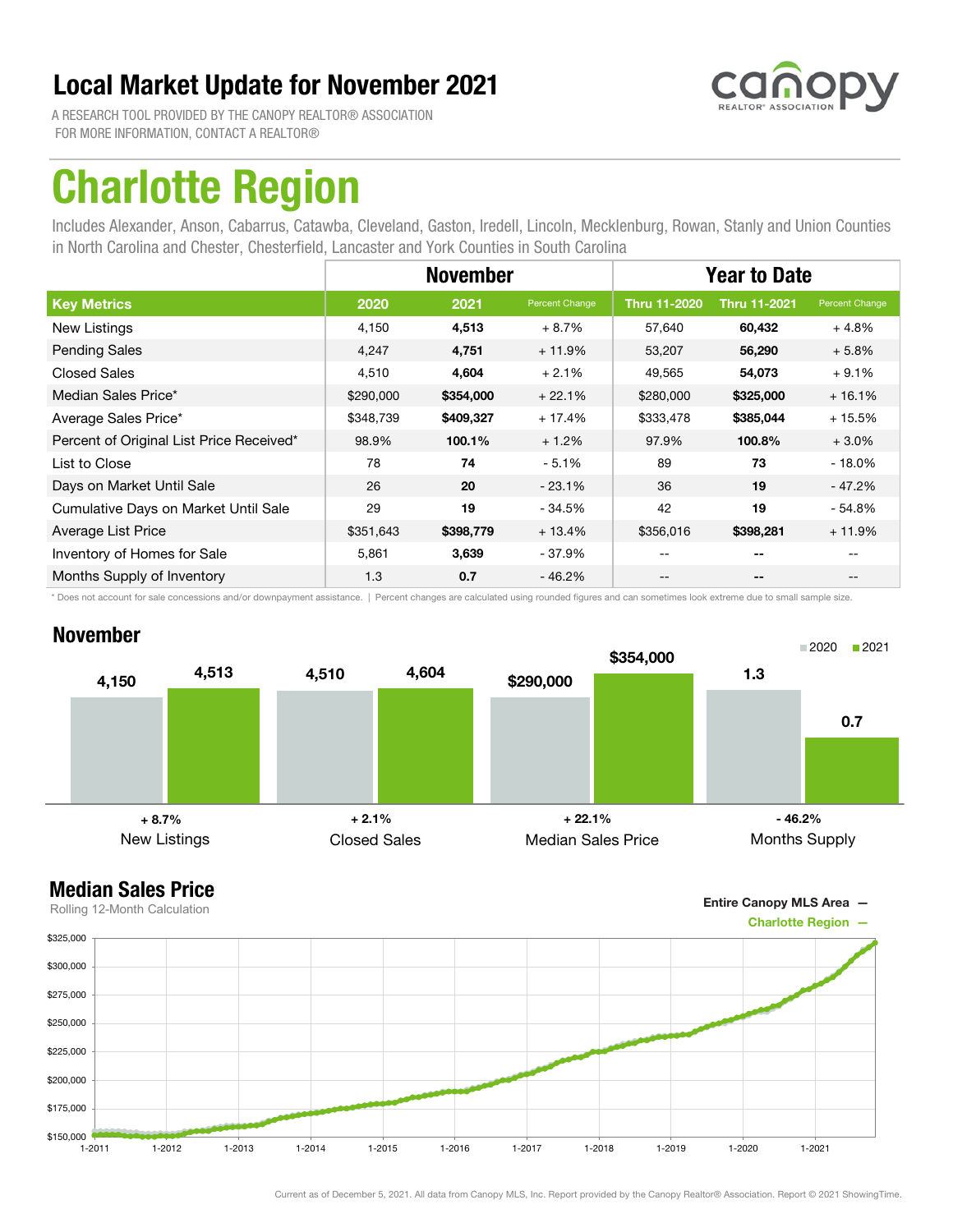# Local Market Update for November 2021

A RESEARCH TOOL PROVIDED BY THE CANOPY REALTOR® ASSOCIATION
FOR MORE INFORMATION, CONTACT A REALTOR®

# Charlotte Region

Includes Alexander, Anson, Cabarrus, Catawba, Cleveland, Gaston, Iredell, Lincoln, Mecklenburg, Rowan, Stanly and Union Counties in North Carolina and Chester, Chesterfield, Lancaster and York Counties in South Carolina

| | November | | | Year to Date | | |
|---|---|---|---|---|---|---|
| **Key Metrics** | **2020** | **2021** | **Percent Change** | **Thru 11-2020** | **Thru 11-2021** | **Percent Change** |
| New Listings | 4,150 | **4,513** | + 8.7% | 57,640 | **60,432** | + 4.8% |
| Pending Sales | 4,247 | **4,751** | + 11.9% | 53,207 | **56,290** | + 5.8% |
| Closed Sales | 4,510 | **4,604** | + 2.1% | 49,565 | **54,073** | + 9.1% |
| Median Sales Price* | $290,000 | **$354,000** | + 22.1% | $280,000 | **$325,000** | + 16.1% |
| Average Sales Price* | $348,739 | **$409,327** | + 17.4% | $333,478 | **$385,044** | + 15.5% |
| Percent of Original List Price Received* | 98.9% | **100.1%** | + 1.2% | 97.9% | **100.8%** | + 3.0% |
| List to Close | 78 | **74** | - 5.1% | 89 | **73** | - 18.0% |
| Days on Market Until Sale | 26 | **20** | - 23.1% | 36 | **19** | - 47.2% |
| Cumulative Days on Market Until Sale | 29 | **19** | - 34.5% | 42 | **19** | - 54.8% |
| Average List Price | $351,643 | **$398,779** | + 13.4% | $356,016 | **$398,281** | + 11.9% |
| Inventory of Homes for Sale | 5,861 | **3,639** | - 37.9% | -- | **--** | -- |
| Months Supply of Inventory | 1.3 | **0.7** | - 46.2% | -- | **--** | -- |

\* Does not account for sale concessions and/or downpayment assistance. | Percent changes are calculated using rounded figures and can sometimes look extreme due to small sample size.

## November

| | 2020 | 2021 | Change |
|---|---|---|---|
| New Listings | 4,150 | 4,513 | + 8.7% |
| Closed Sales | 4,510 | 4,604 | + 2.1% |
| Median Sales Price | $290,000 | $354,000 | + 22.1% |
| Months Supply | 1.3 | 0.7 | - 46.2% |

## Median Sales Price

Rolling 12-Month Calculation

Entire Canopy MLS Area —
Charlotte Region —

Current as of December 5, 2021. All data from Canopy MLS, Inc. Report provided by the Canopy Realtor® Association. Report © 2021 ShowingTime.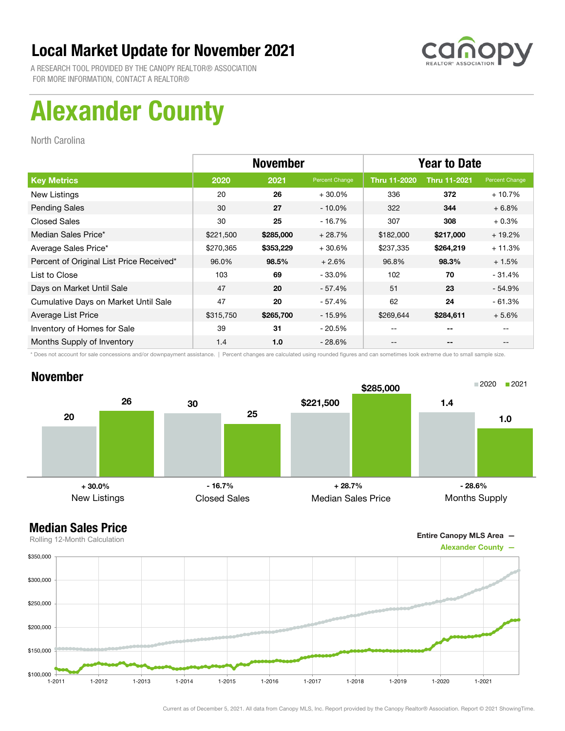# Local Market Update for November 2021

A RESEARCH TOOL PROVIDED BY THE CANOPY REALTOR® ASSOCIATION
FOR MORE INFORMATION, CONTACT A REALTOR®

# Alexander County

North Carolina

| | November | | | Year to Date | | |
|---|---|---|---|---|---|---|
| **Key Metrics** | **2020** | **2021** | Percent Change | **Thru 11-2020** | **Thru 11-2021** | Percent Change |
| New Listings | 20 | **26** | + 30.0% | 336 | **372** | + 10.7% |
| Pending Sales | 30 | **27** | - 10.0% | 322 | **344** | + 6.8% |
| Closed Sales | 30 | **25** | - 16.7% | 307 | **308** | + 0.3% |
| Median Sales Price* | $221,500 | **$285,000** | + 28.7% | $182,000 | **$217,000** | + 19.2% |
| Average Sales Price* | $270,365 | **$353,229** | + 30.6% | $237,335 | **$264,219** | + 11.3% |
| Percent of Original List Price Received* | 96.0% | **98.5%** | + 2.6% | 96.8% | **98.3%** | + 1.5% |
| List to Close | 103 | **69** | - 33.0% | 102 | **70** | - 31.4% |
| Days on Market Until Sale | 47 | **20** | - 57.4% | 51 | **23** | - 54.9% |
| Cumulative Days on Market Until Sale | 47 | **20** | - 57.4% | 62 | **24** | - 61.3% |
| Average List Price | $315,750 | **$265,700** | - 15.9% | $269,644 | **$284,611** | + 5.6% |
| Inventory of Homes for Sale | 39 | **31** | - 20.5% | -- | **--** | -- |
| Months Supply of Inventory | 1.4 | **1.0** | - 28.6% | -- | **--** | -- |

\* Does not account for sale concessions and/or downpayment assistance. | Percent changes are calculated using rounded figures and can sometimes look extreme due to small sample size.

## November

| | 2020 | 2021 | Change |
|---|---|---|---|
| New Listings | 20 | 26 | + 30.0% |
| Closed Sales | 30 | 25 | - 16.7% |
| Median Sales Price | $221,500 | $285,000 | + 28.7% |
| Months Supply | 1.4 | 1.0 | - 28.6% |

## Median Sales Price

Rolling 12-Month Calculation

Entire Canopy MLS Area —
Alexander County —

Current as of December 5, 2021. All data from Canopy MLS, Inc. Report provided by the Canopy Realtor® Association. Report © 2021 ShowingTime.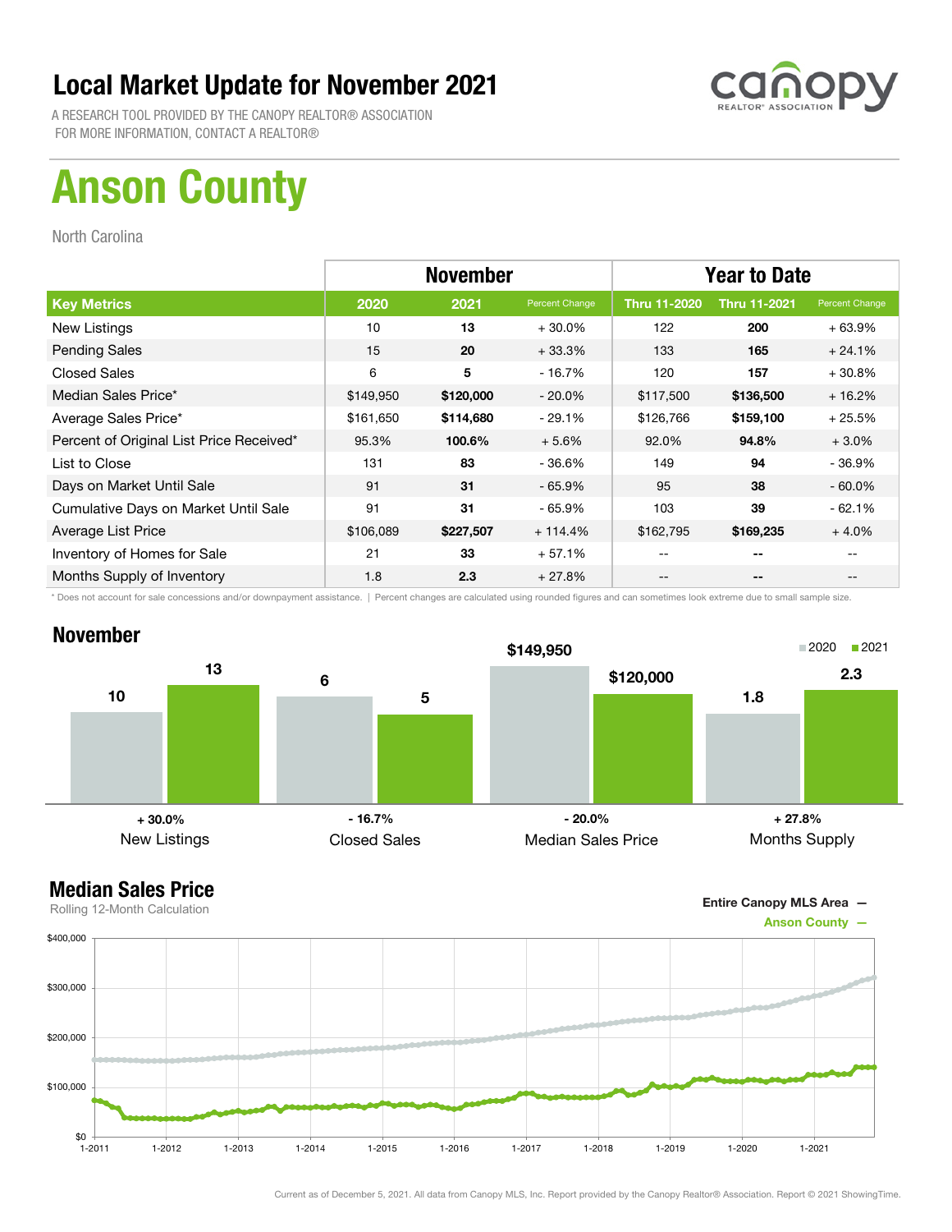# Local Market Update for November 2021

A RESEARCH TOOL PROVIDED BY THE CANOPY REALTOR® ASSOCIATION
FOR MORE INFORMATION, CONTACT A REALTOR®

# Anson County

North Carolina

| | November | | | Year to Date | | |
|---|---|---|---|---|---|---|
| **Key Metrics** | **2020** | **2021** | **Percent Change** | **Thru 11-2020** | **Thru 11-2021** | **Percent Change** |
| New Listings | 10 | **13** | + 30.0% | 122 | **200** | + 63.9% |
| Pending Sales | 15 | **20** | + 33.3% | 133 | **165** | + 24.1% |
| Closed Sales | 6 | **5** | - 16.7% | 120 | **157** | + 30.8% |
| Median Sales Price* | $149,950 | **$120,000** | - 20.0% | $117,500 | **$136,500** | + 16.2% |
| Average Sales Price* | $161,650 | **$114,680** | - 29.1% | $126,766 | **$159,100** | + 25.5% |
| Percent of Original List Price Received* | 95.3% | **100.6%** | + 5.6% | 92.0% | **94.8%** | + 3.0% |
| List to Close | 131 | **83** | - 36.6% | 149 | **94** | - 36.9% |
| Days on Market Until Sale | 91 | **31** | - 65.9% | 95 | **38** | - 60.0% |
| Cumulative Days on Market Until Sale | 91 | **31** | - 65.9% | 103 | **39** | - 62.1% |
| Average List Price | $106,089 | **$227,507** | + 114.4% | $162,795 | **$169,235** | + 4.0% |
| Inventory of Homes for Sale | 21 | **33** | + 57.1% | -- | **--** | -- |
| Months Supply of Inventory | 1.8 | **2.3** | + 27.8% | -- | **--** | -- |

* Does not account for sale concessions and/or downpayment assistance. | Percent changes are calculated using rounded figures and can sometimes look extreme due to small sample size.

## November

| | 2020 | 2021 | Change |
|---|---|---|---|
| New Listings | 10 | 13 | + 30.0% |
| Closed Sales | 6 | 5 | - 16.7% |
| Median Sales Price | $149,950 | $120,000 | - 20.0% |
| Months Supply | 1.8 | 2.3 | + 27.8% |

## Median Sales Price

Rolling 12-Month Calculation

Entire Canopy MLS Area —
Anson County —

Current as of December 5, 2021. All data from Canopy MLS, Inc. Report provided by the Canopy Realtor® Association. Report © 2021 ShowingTime.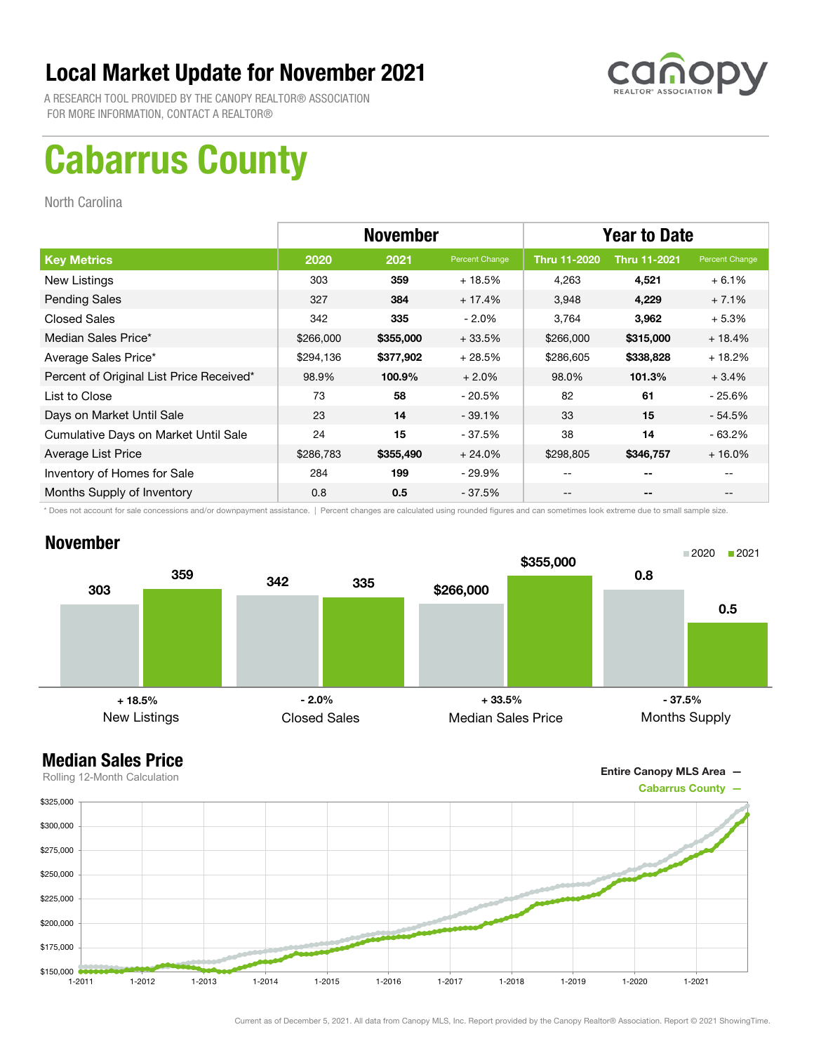# Local Market Update for November 2021

A RESEARCH TOOL PROVIDED BY THE CANOPY REALTOR® ASSOCIATION
FOR MORE INFORMATION, CONTACT A REALTOR®

# Cabarrus County

North Carolina

| | November | | | Year to Date | | |
|---|---|---|---|---|---|---|
| **Key Metrics** | **2020** | **2021** | **Percent Change** | **Thru 11-2020** | **Thru 11-2021** | **Percent Change** |
| New Listings | 303 | **359** | + 18.5% | 4,263 | **4,521** | + 6.1% |
| Pending Sales | 327 | **384** | + 17.4% | 3,948 | **4,229** | + 7.1% |
| Closed Sales | 342 | **335** | - 2.0% | 3,764 | **3,962** | + 5.3% |
| Median Sales Price* | $266,000 | **$355,000** | + 33.5% | $266,000 | **$315,000** | + 18.4% |
| Average Sales Price* | $294,136 | **$377,902** | + 28.5% | $286,605 | **$338,828** | + 18.2% |
| Percent of Original List Price Received* | 98.9% | **100.9%** | + 2.0% | 98.0% | **101.3%** | + 3.4% |
| List to Close | 73 | **58** | - 20.5% | 82 | **61** | - 25.6% |
| Days on Market Until Sale | 23 | **14** | - 39.1% | 33 | **15** | - 54.5% |
| Cumulative Days on Market Until Sale | 24 | **15** | - 37.5% | 38 | **14** | - 63.2% |
| Average List Price | $286,783 | **$355,490** | + 24.0% | $298,805 | **$346,757** | + 16.0% |
| Inventory of Homes for Sale | 284 | **199** | - 29.9% | -- | **--** | -- |
| Months Supply of Inventory | 0.8 | **0.5** | - 37.5% | -- | **--** | -- |

\* Does not account for sale concessions and/or downpayment assistance. | Percent changes are calculated using rounded figures and can sometimes look extreme due to small sample size.

## November

| | 2020 | 2021 | Change |
|---|---|---|---|
| New Listings | 303 | 359 | + 18.5% |
| Closed Sales | 342 | 335 | - 2.0% |
| Median Sales Price | $266,000 | $355,000 | + 33.5% |
| Months Supply | 0.8 | 0.5 | - 37.5% |

## Median Sales Price

Rolling 12-Month Calculation

Entire Canopy MLS Area —
Cabarrus County —

Current as of December 5, 2021. All data from Canopy MLS, Inc. Report provided by the Canopy Realtor® Association. Report © 2021 ShowingTime.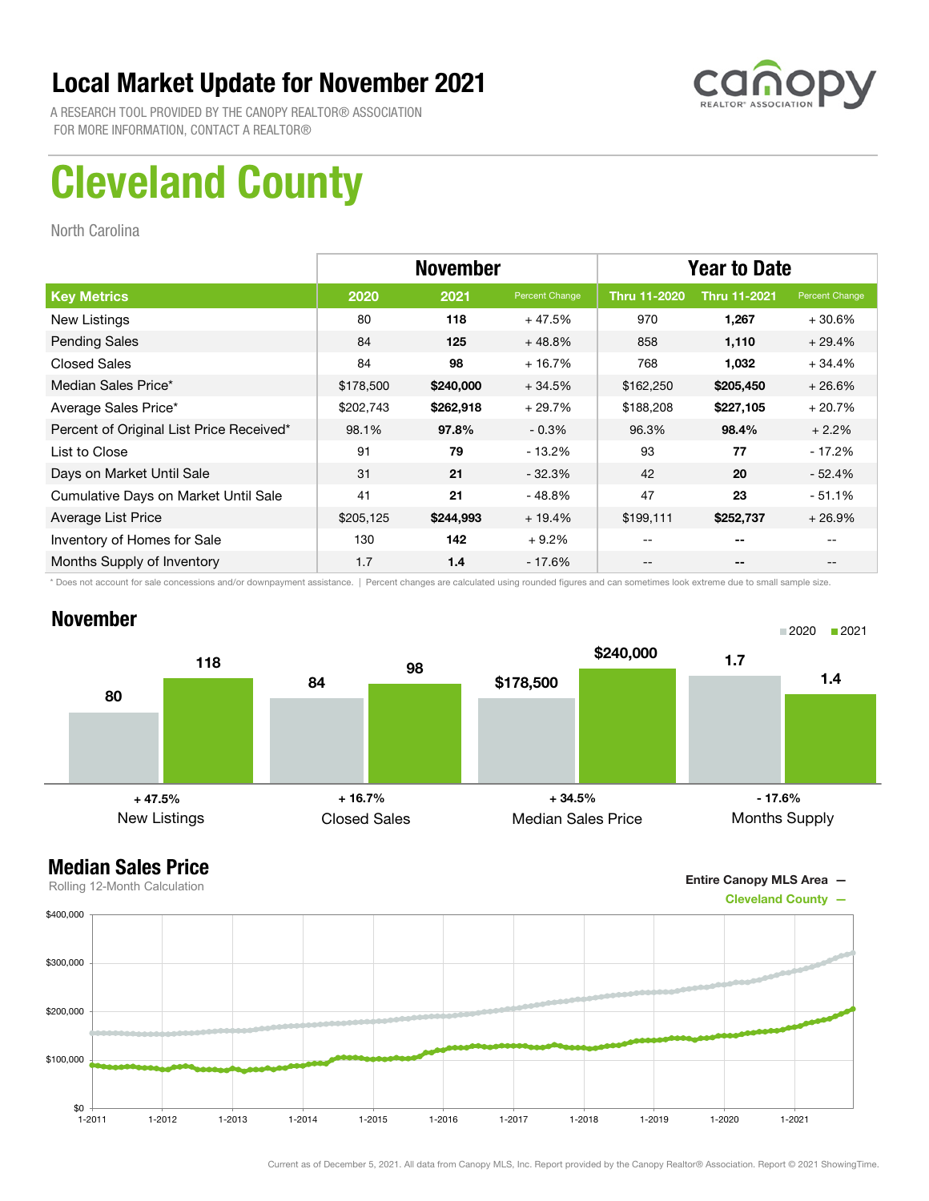# Local Market Update for November 2021

A RESEARCH TOOL PROVIDED BY THE CANOPY REALTOR® ASSOCIATION
FOR MORE INFORMATION, CONTACT A REALTOR®

# Cleveland County

North Carolina

| | November | | | Year to Date | | |
|---|---|---|---|---|---|---|
| **Key Metrics** | **2020** | **2021** | Percent Change | **Thru 11-2020** | **Thru 11-2021** | Percent Change |
| New Listings | 80 | **118** | + 47.5% | 970 | **1,267** | + 30.6% |
| Pending Sales | 84 | **125** | + 48.8% | 858 | **1,110** | + 29.4% |
| Closed Sales | 84 | **98** | + 16.7% | 768 | **1,032** | + 34.4% |
| Median Sales Price* | $178,500 | **$240,000** | + 34.5% | $162,250 | **$205,450** | + 26.6% |
| Average Sales Price* | $202,743 | **$262,918** | + 29.7% | $188,208 | **$227,105** | + 20.7% |
| Percent of Original List Price Received* | 98.1% | **97.8%** | - 0.3% | 96.3% | **98.4%** | + 2.2% |
| List to Close | 91 | **79** | - 13.2% | 93 | **77** | - 17.2% |
| Days on Market Until Sale | 31 | **21** | - 32.3% | 42 | **20** | - 52.4% |
| Cumulative Days on Market Until Sale | 41 | **21** | - 48.8% | 47 | **23** | - 51.1% |
| Average List Price | $205,125 | **$244,993** | + 19.4% | $199,111 | **$252,737** | + 26.9% |
| Inventory of Homes for Sale | 130 | **142** | + 9.2% | -- | **--** | -- |
| Months Supply of Inventory | 1.7 | **1.4** | - 17.6% | -- | **--** | -- |

\* Does not account for sale concessions and/or downpayment assistance. | Percent changes are calculated using rounded figures and can sometimes look extreme due to small sample size.

## November

| | 2020 | 2021 | Change |
|---|---|---|---|
| New Listings | 80 | 118 | + 47.5% |
| Closed Sales | 84 | 98 | + 16.7% |
| Median Sales Price | $178,500 | $240,000 | + 34.5% |
| Months Supply | 1.7 | 1.4 | - 17.6% |

## Median Sales Price

Rolling 12-Month Calculation

Entire Canopy MLS Area —
Cleveland County —

Current as of December 5, 2021. All data from Canopy MLS, Inc. Report provided by the Canopy Realtor® Association. Report © 2021 ShowingTime.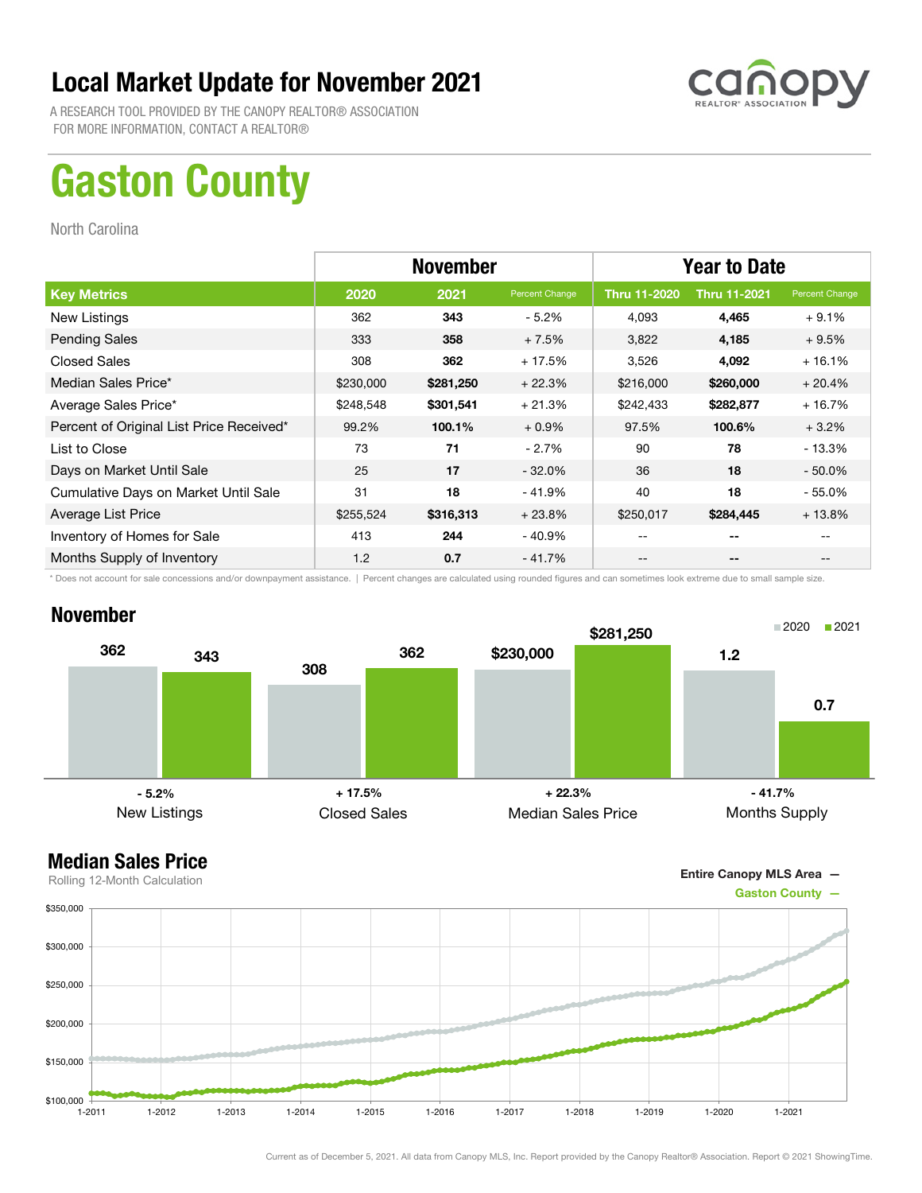# Local Market Update for November 2021

A RESEARCH TOOL PROVIDED BY THE CANOPY REALTOR® ASSOCIATION
FOR MORE INFORMATION, CONTACT A REALTOR®

canopy REALTOR® ASSOCIATION

# Gaston County

North Carolina

| | November | | | Year to Date | | |
|---|---|---|---|---|---|---|
| **Key Metrics** | **2020** | **2021** | **Percent Change** | **Thru 11-2020** | **Thru 11-2021** | **Percent Change** |
| New Listings | 362 | **343** | - 5.2% | 4,093 | **4,465** | + 9.1% |
| Pending Sales | 333 | **358** | + 7.5% | 3,822 | **4,185** | + 9.5% |
| Closed Sales | 308 | **362** | + 17.5% | 3,526 | **4,092** | + 16.1% |
| Median Sales Price* | $230,000 | **$281,250** | + 22.3% | $216,000 | **$260,000** | + 20.4% |
| Average Sales Price* | $248,548 | **$301,541** | + 21.3% | $242,433 | **$282,877** | + 16.7% |
| Percent of Original List Price Received* | 99.2% | **100.1%** | + 0.9% | 97.5% | **100.6%** | + 3.2% |
| List to Close | 73 | **71** | - 2.7% | 90 | **78** | - 13.3% |
| Days on Market Until Sale | 25 | **17** | - 32.0% | 36 | **18** | - 50.0% |
| Cumulative Days on Market Until Sale | 31 | **18** | - 41.9% | 40 | **18** | - 55.0% |
| Average List Price | $255,524 | **$316,313** | + 23.8% | $250,017 | **$284,445** | + 13.8% |
| Inventory of Homes for Sale | 413 | **244** | - 40.9% | -- | -- | -- |
| Months Supply of Inventory | 1.2 | **0.7** | - 41.7% | -- | -- | -- |

\* Does not account for sale concessions and/or downpayment assistance. | Percent changes are calculated using rounded figures and can sometimes look extreme due to small sample size.

## November

| | 2020 | 2021 | Change |
|---|---|---|---|
| New Listings | 362 | 343 | - 5.2% |
| Closed Sales | 308 | 362 | + 17.5% |
| Median Sales Price | $230,000 | $281,250 | + 22.3% |
| Months Supply | 1.2 | 0.7 | - 41.7% |

## Median Sales Price

Rolling 12-Month Calculation

Entire Canopy MLS Area —
Gaston County —

Current as of December 5, 2021. All data from Canopy MLS, Inc. Report provided by the Canopy Realtor® Association. Report © 2021 ShowingTime.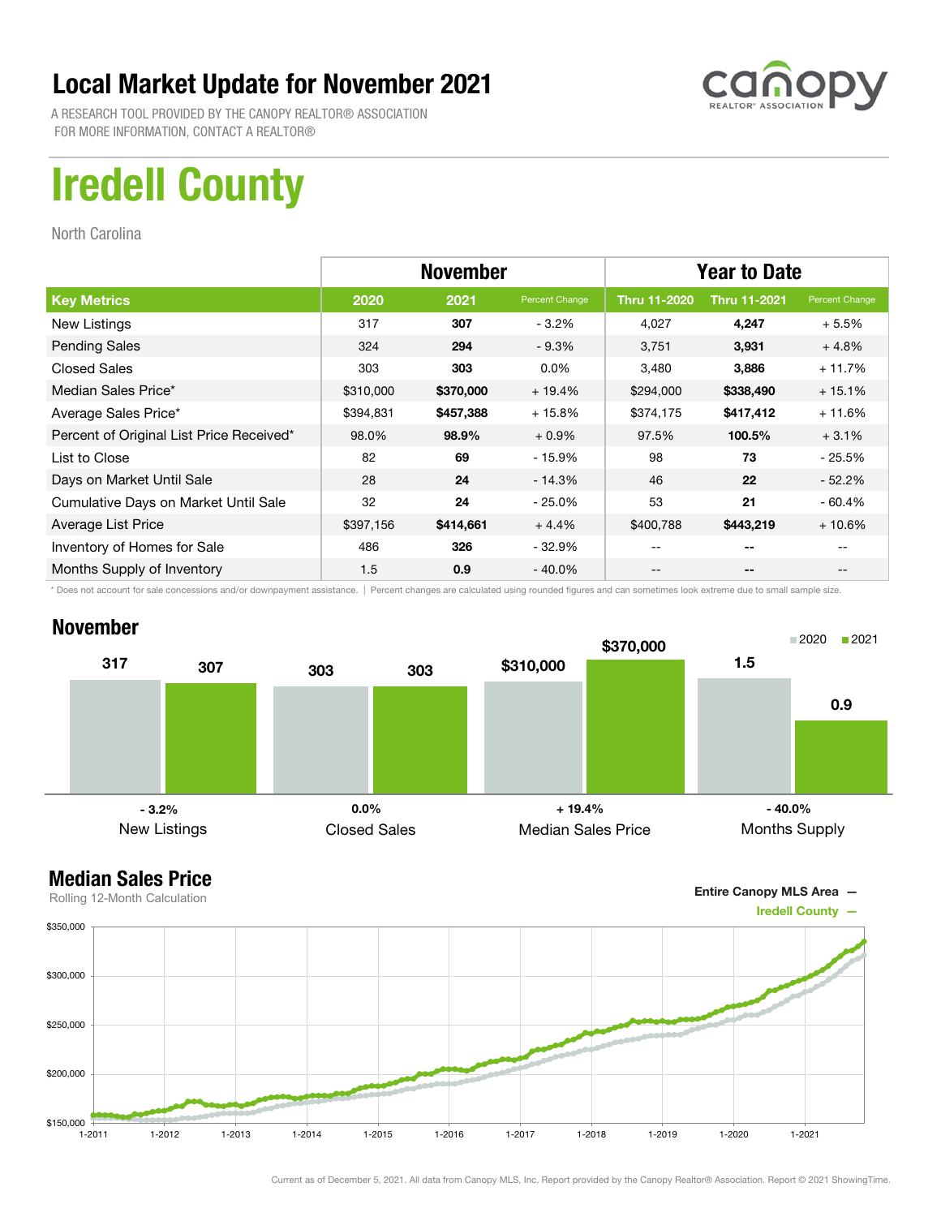# Local Market Update for November 2021

A RESEARCH TOOL PROVIDED BY THE CANOPY REALTOR® ASSOCIATION
FOR MORE INFORMATION, CONTACT A REALTOR®

# Iredell County

North Carolina

| | November | | | Year to Date | | |
|---|---|---|---|---|---|---|
| **Key Metrics** | **2020** | **2021** | **Percent Change** | **Thru 11-2020** | **Thru 11-2021** | **Percent Change** |
| New Listings | 317 | **307** | - 3.2% | 4,027 | **4,247** | + 5.5% |
| Pending Sales | 324 | **294** | - 9.3% | 3,751 | **3,931** | + 4.8% |
| Closed Sales | 303 | **303** | 0.0% | 3,480 | **3,886** | + 11.7% |
| Median Sales Price* | $310,000 | **$370,000** | + 19.4% | $294,000 | **$338,490** | + 15.1% |
| Average Sales Price* | $394,831 | **$457,388** | + 15.8% | $374,175 | **$417,412** | + 11.6% |
| Percent of Original List Price Received* | 98.0% | **98.9%** | + 0.9% | 97.5% | **100.5%** | + 3.1% |
| List to Close | 82 | **69** | - 15.9% | 98 | **73** | - 25.5% |
| Days on Market Until Sale | 28 | **24** | - 14.3% | 46 | **22** | - 52.2% |
| Cumulative Days on Market Until Sale | 32 | **24** | - 25.0% | 53 | **21** | - 60.4% |
| Average List Price | $397,156 | **$414,661** | + 4.4% | $400,788 | **$443,219** | + 10.6% |
| Inventory of Homes for Sale | 486 | **326** | - 32.9% | -- | **--** | -- |
| Months Supply of Inventory | 1.5 | **0.9** | - 40.0% | -- | **--** | -- |

* Does not account for sale concessions and/or downpayment assistance. | Percent changes are calculated using rounded figures and can sometimes look extreme due to small sample size.

## November

| | 2020 | 2021 | Change |
|---|---|---|---|
| New Listings | 317 | 307 | - 3.2% |
| Closed Sales | 303 | 303 | 0.0% |
| Median Sales Price | $310,000 | $370,000 | + 19.4% |
| Months Supply | 1.5 | 0.9 | - 40.0% |

## Median Sales Price

Rolling 12-Month Calculation

Entire Canopy MLS Area —
Iredell County —

Current as of December 5, 2021. All data from Canopy MLS, Inc. Report provided by the Canopy Realtor® Association. Report © 2021 ShowingTime.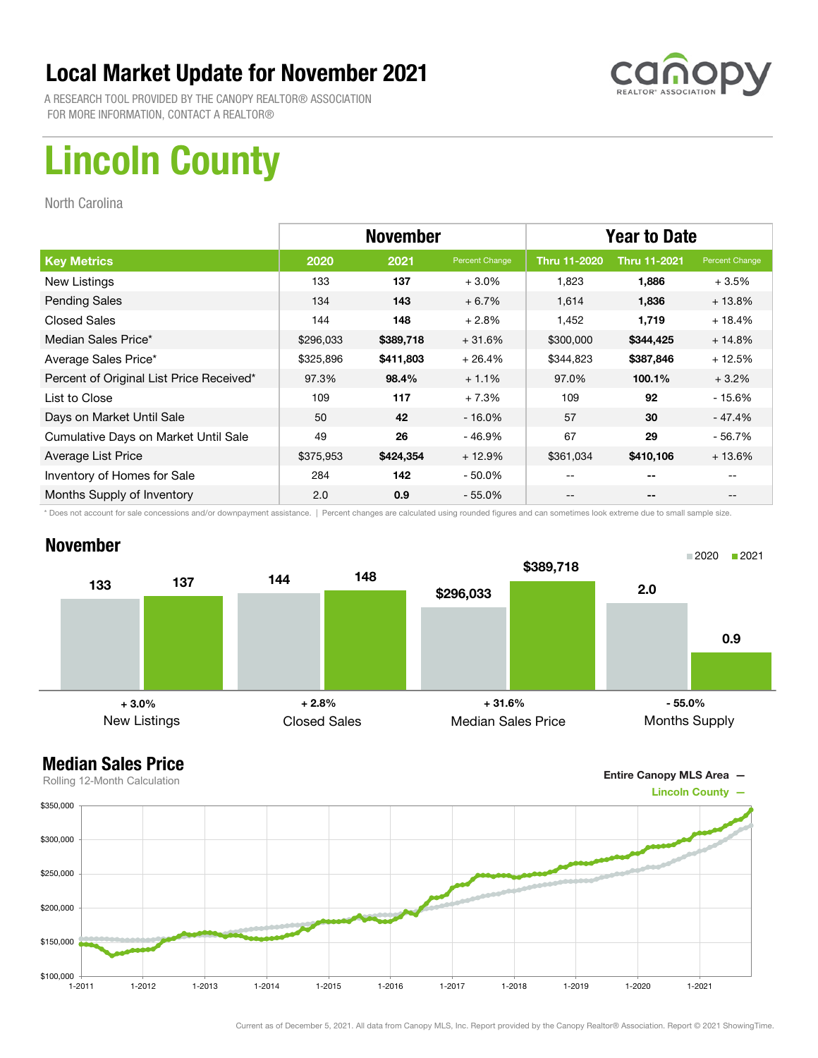# Local Market Update for November 2021

A RESEARCH TOOL PROVIDED BY THE CANOPY REALTOR® ASSOCIATION
FOR MORE INFORMATION, CONTACT A REALTOR®

# Lincoln County

North Carolina

| | November | | | Year to Date | | |
|---|---|---|---|---|---|---|
| **Key Metrics** | **2020** | **2021** | **Percent Change** | **Thru 11-2020** | **Thru 11-2021** | **Percent Change** |
| New Listings | 133 | **137** | + 3.0% | 1,823 | **1,886** | + 3.5% |
| Pending Sales | 134 | **143** | + 6.7% | 1,614 | **1,836** | + 13.8% |
| Closed Sales | 144 | **148** | + 2.8% | 1,452 | **1,719** | + 18.4% |
| Median Sales Price* | $296,033 | **$389,718** | + 31.6% | $300,000 | **$344,425** | + 14.8% |
| Average Sales Price* | $325,896 | **$411,803** | + 26.4% | $344,823 | **$387,846** | + 12.5% |
| Percent of Original List Price Received* | 97.3% | **98.4%** | + 1.1% | 97.0% | **100.1%** | + 3.2% |
| List to Close | 109 | **117** | + 7.3% | 109 | **92** | - 15.6% |
| Days on Market Until Sale | 50 | **42** | - 16.0% | 57 | **30** | - 47.4% |
| Cumulative Days on Market Until Sale | 49 | **26** | - 46.9% | 67 | **29** | - 56.7% |
| Average List Price | $375,953 | **$424,354** | + 12.9% | $361,034 | **$410,106** | + 13.6% |
| Inventory of Homes for Sale | 284 | **142** | - 50.0% | -- | **--** | -- |
| Months Supply of Inventory | 2.0 | **0.9** | - 55.0% | -- | **--** | -- |

\* Does not account for sale concessions and/or downpayment assistance. | Percent changes are calculated using rounded figures and can sometimes look extreme due to small sample size.

## November

| | 2020 | 2021 | Change |
|---|---|---|---|
| New Listings | 133 | 137 | + 3.0% |
| Closed Sales | 144 | 148 | + 2.8% |
| Median Sales Price | $296,033 | $389,718 | + 31.6% |
| Months Supply | 2.0 | 0.9 | - 55.0% |

## Median Sales Price

Rolling 12-Month Calculation

Entire Canopy MLS Area —
Lincoln County —

Current as of December 5, 2021. All data from Canopy MLS, Inc. Report provided by the Canopy Realtor® Association. Report © 2021 ShowingTime.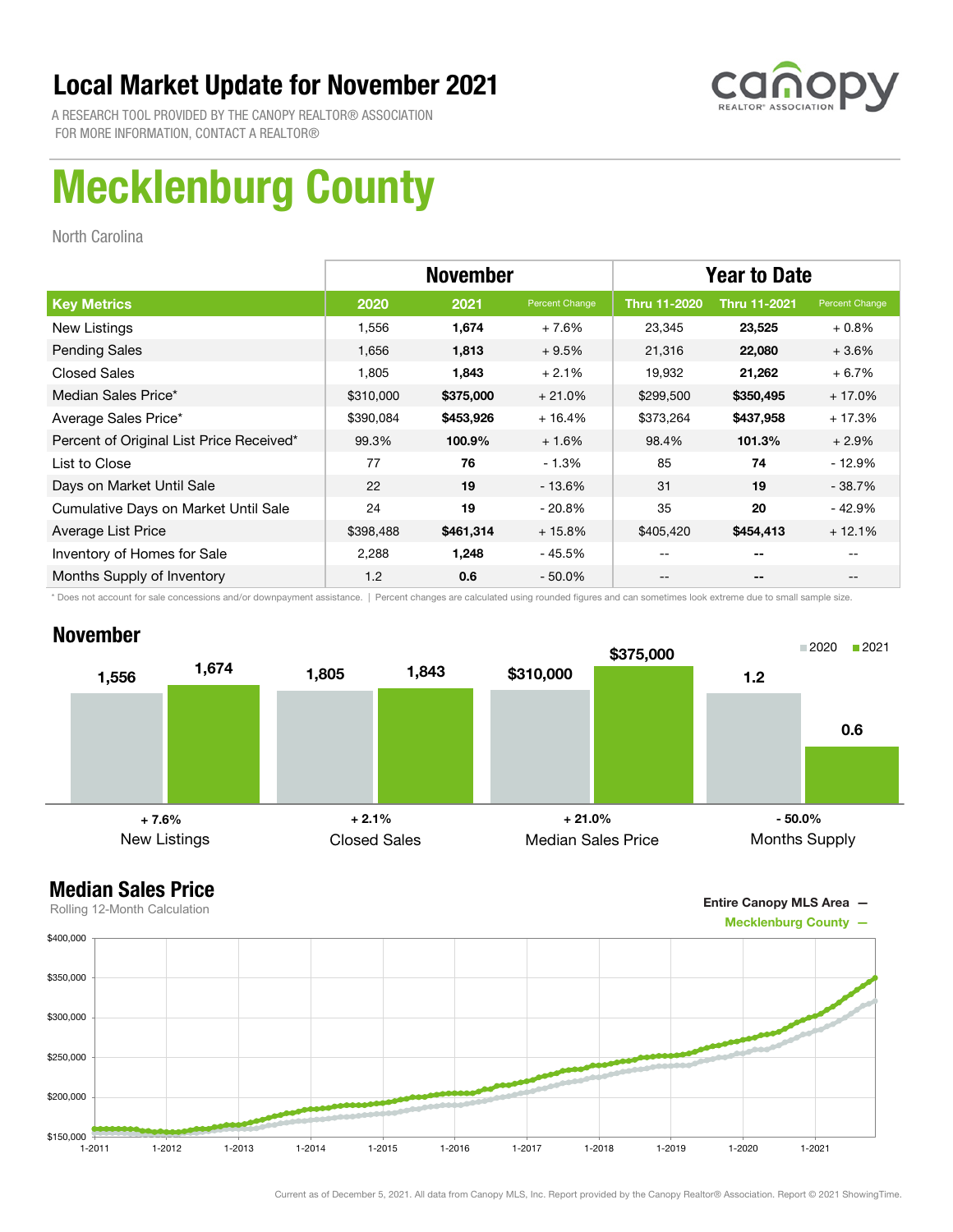# Local Market Update for November 2021

A RESEARCH TOOL PROVIDED BY THE CANOPY REALTOR® ASSOCIATION
FOR MORE INFORMATION, CONTACT A REALTOR®

canopy REALTOR® ASSOCIATION

# Mecklenburg County

North Carolina

| | November | | | Year to Date | | |
|---|---|---|---|---|---|---|
| **Key Metrics** | **2020** | **2021** | **Percent Change** | **Thru 11-2020** | **Thru 11-2021** | **Percent Change** |
| New Listings | 1,556 | **1,674** | + 7.6% | 23,345 | **23,525** | + 0.8% |
| Pending Sales | 1,656 | **1,813** | + 9.5% | 21,316 | **22,080** | + 3.6% |
| Closed Sales | 1,805 | **1,843** | + 2.1% | 19,932 | **21,262** | + 6.7% |
| Median Sales Price* | $310,000 | **$375,000** | + 21.0% | $299,500 | **$350,495** | + 17.0% |
| Average Sales Price* | $390,084 | **$453,926** | + 16.4% | $373,264 | **$437,958** | + 17.3% |
| Percent of Original List Price Received* | 99.3% | **100.9%** | + 1.6% | 98.4% | **101.3%** | + 2.9% |
| List to Close | 77 | **76** | - 1.3% | 85 | **74** | - 12.9% |
| Days on Market Until Sale | 22 | **19** | - 13.6% | 31 | **19** | - 38.7% |
| Cumulative Days on Market Until Sale | 24 | **19** | - 20.8% | 35 | **20** | - 42.9% |
| Average List Price | $398,488 | **$461,314** | + 15.8% | $405,420 | **$454,413** | + 12.1% |
| Inventory of Homes for Sale | 2,288 | **1,248** | - 45.5% | -- | **--** | -- |
| Months Supply of Inventory | 1.2 | **0.6** | - 50.0% | -- | **--** | -- |

\* Does not account for sale concessions and/or downpayment assistance. | Percent changes are calculated using rounded figures and can sometimes look extreme due to small sample size.

## November

| | 2020 | 2021 | Change |
|---|---|---|---|
| New Listings | 1,556 | 1,674 | + 7.6% |
| Closed Sales | 1,805 | 1,843 | + 2.1% |
| Median Sales Price | $310,000 | $375,000 | + 21.0% |
| Months Supply | 1.2 | 0.6 | - 50.0% |

## Median Sales Price

Rolling 12-Month Calculation

Entire Canopy MLS Area —
Mecklenburg County —

Current as of December 5, 2021. All data from Canopy MLS, Inc. Report provided by the Canopy Realtor® Association. Report © 2021 ShowingTime.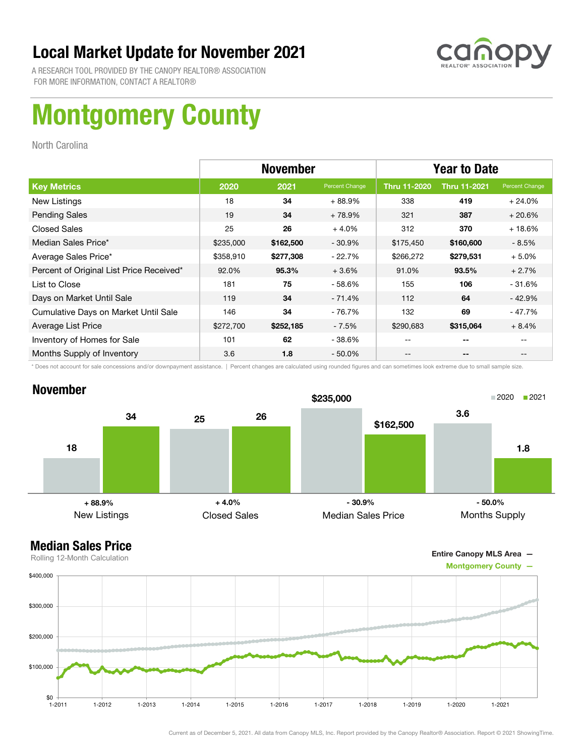# Local Market Update for November 2021

A RESEARCH TOOL PROVIDED BY THE CANOPY REALTOR® ASSOCIATION
FOR MORE INFORMATION, CONTACT A REALTOR®

# Montgomery County

North Carolina

| | November | | | Year to Date | | |
|---|---|---|---|---|---|---|
| **Key Metrics** | **2020** | **2021** | **Percent Change** | **Thru 11-2020** | **Thru 11-2021** | **Percent Change** |
| New Listings | 18 | **34** | + 88.9% | 338 | **419** | + 24.0% |
| Pending Sales | 19 | **34** | + 78.9% | 321 | **387** | + 20.6% |
| Closed Sales | 25 | **26** | + 4.0% | 312 | **370** | + 18.6% |
| Median Sales Price* | $235,000 | **$162,500** | - 30.9% | $175,450 | **$160,600** | - 8.5% |
| Average Sales Price* | $358,910 | **$277,308** | - 22.7% | $266,272 | **$279,531** | + 5.0% |
| Percent of Original List Price Received* | 92.0% | **95.3%** | + 3.6% | 91.0% | **93.5%** | + 2.7% |
| List to Close | 181 | **75** | - 58.6% | 155 | **106** | - 31.6% |
| Days on Market Until Sale | 119 | **34** | - 71.4% | 112 | **64** | - 42.9% |
| Cumulative Days on Market Until Sale | 146 | **34** | - 76.7% | 132 | **69** | - 47.7% |
| Average List Price | $272,700 | **$252,185** | - 7.5% | $290,683 | **$315,064** | + 8.4% |
| Inventory of Homes for Sale | 101 | **62** | - 38.6% | -- | **--** | -- |
| Months Supply of Inventory | 3.6 | **1.8** | - 50.0% | -- | **--** | -- |

\* Does not account for sale concessions and/or downpayment assistance. | Percent changes are calculated using rounded figures and can sometimes look extreme due to small sample size.

## November

| | 2020 | 2021 | Change |
|---|---|---|---|
| New Listings | 18 | 34 | + 88.9% |
| Closed Sales | 25 | 26 | + 4.0% |
| Median Sales Price | $235,000 | $162,500 | - 30.9% |
| Months Supply | 3.6 | 1.8 | - 50.0% |

## Median Sales Price

Rolling 12-Month Calculation

Entire Canopy MLS Area —
Montgomery County —

Current as of December 5, 2021. All data from Canopy MLS, Inc. Report provided by the Canopy Realtor® Association. Report © 2021 ShowingTime.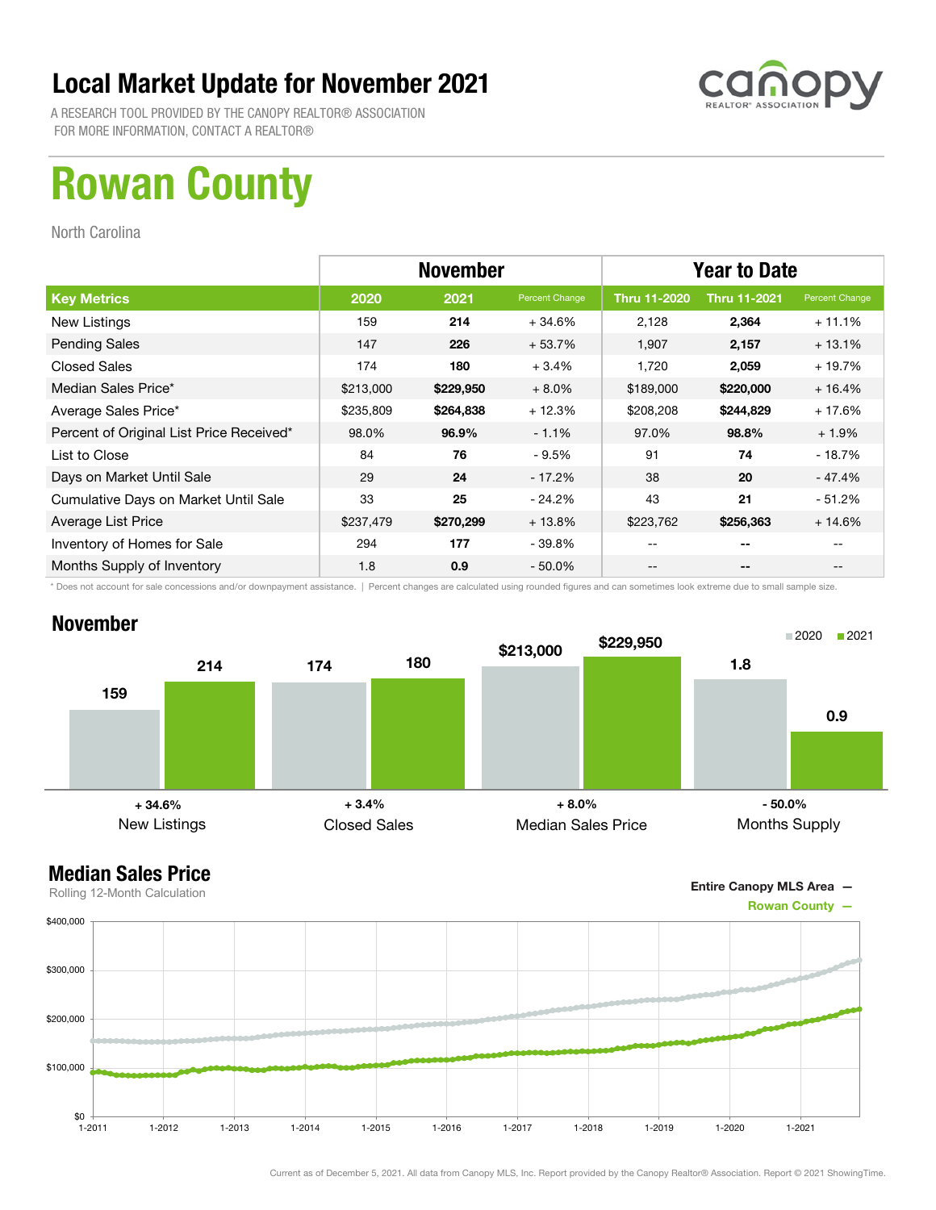# Local Market Update for November 2021

A RESEARCH TOOL PROVIDED BY THE CANOPY REALTOR® ASSOCIATION
FOR MORE INFORMATION, CONTACT A REALTOR®

# Rowan County

North Carolina

| Key Metrics | November 2020 | November 2021 | Percent Change | Year to Date Thru 11-2020 | Year to Date Thru 11-2021 | Percent Change |
|---|---|---|---|---|---|---|
| New Listings | 159 | **214** | + 34.6% | 2,128 | **2,364** | + 11.1% |
| Pending Sales | 147 | **226** | + 53.7% | 1,907 | **2,157** | + 13.1% |
| Closed Sales | 174 | **180** | + 3.4% | 1,720 | **2,059** | + 19.7% |
| Median Sales Price* | $213,000 | **$229,950** | + 8.0% | $189,000 | **$220,000** | + 16.4% |
| Average Sales Price* | $235,809 | **$264,838** | + 12.3% | $208,208 | **$244,829** | + 17.6% |
| Percent of Original List Price Received* | 98.0% | **96.9%** | - 1.1% | 97.0% | **98.8%** | + 1.9% |
| List to Close | 84 | **76** | - 9.5% | 91 | **74** | - 18.7% |
| Days on Market Until Sale | 29 | **24** | - 17.2% | 38 | **20** | - 47.4% |
| Cumulative Days on Market Until Sale | 33 | **25** | - 24.2% | 43 | **21** | - 51.2% |
| Average List Price | $237,479 | **$270,299** | + 13.8% | $223,762 | **$256,363** | + 14.6% |
| Inventory of Homes for Sale | 294 | **177** | - 39.8% | -- | **--** | -- |
| Months Supply of Inventory | 1.8 | **0.9** | - 50.0% | -- | **--** | -- |

\* Does not account for sale concessions and/or downpayment assistance. | Percent changes are calculated using rounded figures and can sometimes look extreme due to small sample size.

## November

| | 2020 | 2021 | Change |
|---|---|---|---|
| New Listings | 159 | 214 | + 34.6% |
| Closed Sales | 174 | 180 | + 3.4% |
| Median Sales Price | $213,000 | $229,950 | + 8.0% |
| Months Supply | 1.8 | 0.9 | - 50.0% |

## Median Sales Price

Rolling 12-Month Calculation

Entire Canopy MLS Area —
Rowan County —

Current as of December 5, 2021. All data from Canopy MLS, Inc. Report provided by the Canopy Realtor® Association. Report © 2021 ShowingTime.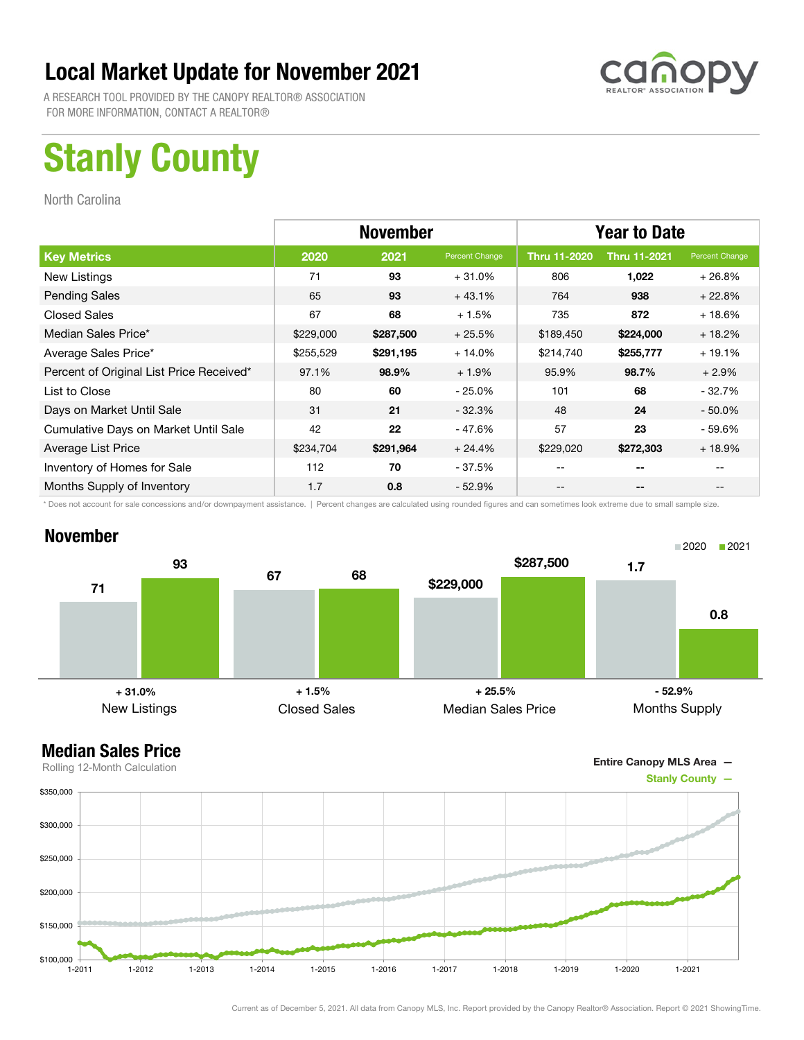# Local Market Update for November 2021

A RESEARCH TOOL PROVIDED BY THE CANOPY REALTOR® ASSOCIATION
FOR MORE INFORMATION, CONTACT A REALTOR®

canopy REALTOR® ASSOCIATION

# Stanly County

North Carolina

| | November | | | Year to Date | | |
|---|---|---|---|---|---|---|
| **Key Metrics** | **2020** | **2021** | **Percent Change** | **Thru 11-2020** | **Thru 11-2021** | **Percent Change** |
| New Listings | 71 | **93** | + 31.0% | 806 | **1,022** | + 26.8% |
| Pending Sales | 65 | **93** | + 43.1% | 764 | **938** | + 22.8% |
| Closed Sales | 67 | **68** | + 1.5% | 735 | **872** | + 18.6% |
| Median Sales Price* | $229,000 | **$287,500** | + 25.5% | $189,450 | **$224,000** | + 18.2% |
| Average Sales Price* | $255,529 | **$291,195** | + 14.0% | $214,740 | **$255,777** | + 19.1% |
| Percent of Original List Price Received* | 97.1% | **98.9%** | + 1.9% | 95.9% | **98.7%** | + 2.9% |
| List to Close | 80 | **60** | - 25.0% | 101 | **68** | - 32.7% |
| Days on Market Until Sale | 31 | **21** | - 32.3% | 48 | **24** | - 50.0% |
| Cumulative Days on Market Until Sale | 42 | **22** | - 47.6% | 57 | **23** | - 59.6% |
| Average List Price | $234,704 | **$291,964** | + 24.4% | $229,020 | **$272,303** | + 18.9% |
| Inventory of Homes for Sale | 112 | **70** | - 37.5% | -- | **--** | -- |
| Months Supply of Inventory | 1.7 | **0.8** | - 52.9% | -- | **--** | -- |

\* Does not account for sale concessions and/or downpayment assistance. | Percent changes are calculated using rounded figures and can sometimes look extreme due to small sample size.

## November

| | 2020 | 2021 | Change |
|---|---|---|---|
| New Listings | 71 | 93 | + 31.0% |
| Closed Sales | 67 | 68 | + 1.5% |
| Median Sales Price | $229,000 | $287,500 | + 25.5% |
| Months Supply | 1.7 | 0.8 | - 52.9% |

## Median Sales Price

Rolling 12-Month Calculation

Entire Canopy MLS Area —
Stanly County —

Current as of December 5, 2021. All data from Canopy MLS, Inc. Report provided by the Canopy Realtor® Association. Report © 2021 ShowingTime.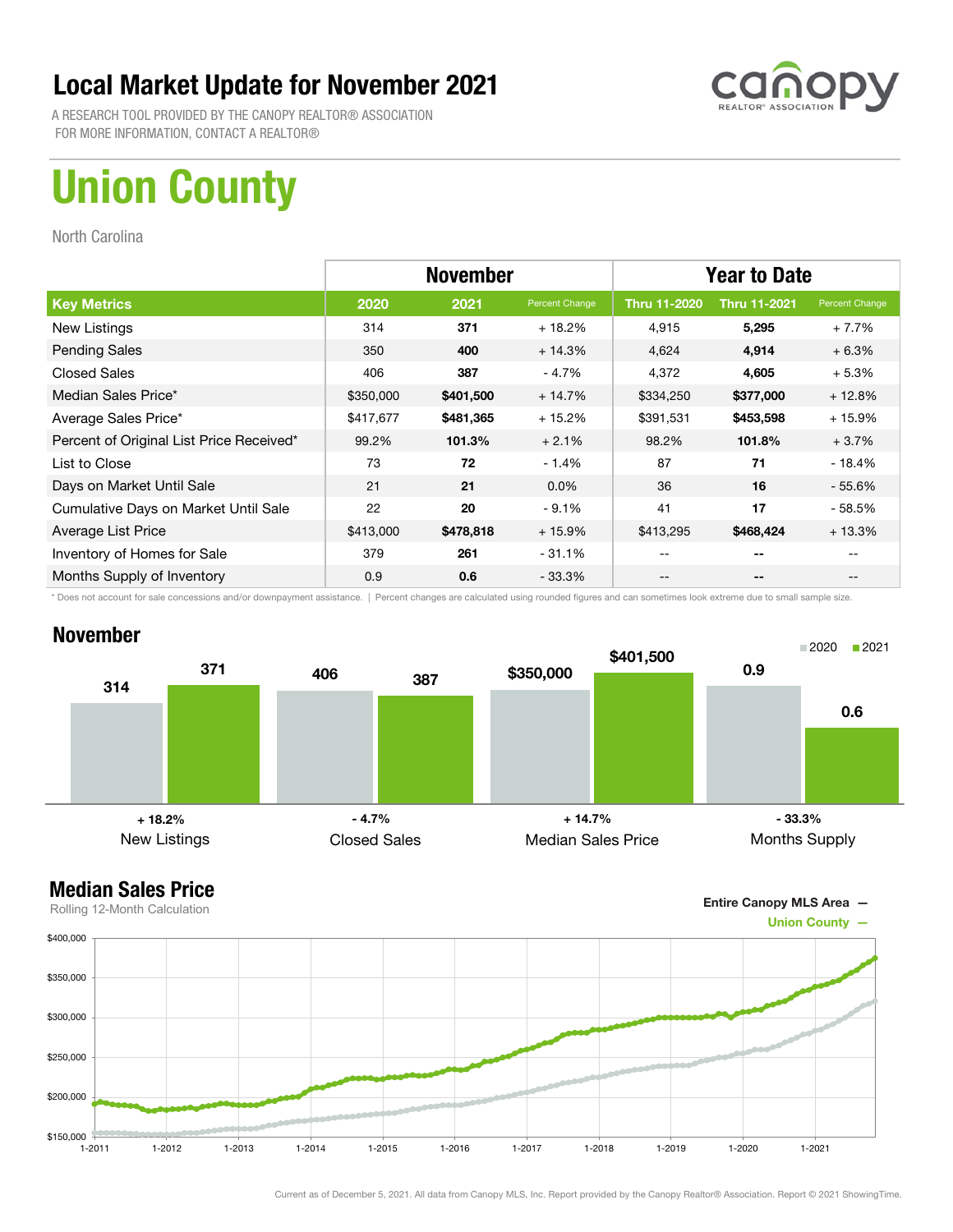# Local Market Update for November 2021

A RESEARCH TOOL PROVIDED BY THE CANOPY REALTOR® ASSOCIATION
FOR MORE INFORMATION, CONTACT A REALTOR®

# Union County

North Carolina

| Key Metrics | November 2020 | November 2021 | Percent Change | Year to Date Thru 11-2020 | Year to Date Thru 11-2021 | Percent Change |
|---|---|---|---|---|---|---|
| New Listings | 314 | **371** | + 18.2% | 4,915 | **5,295** | + 7.7% |
| Pending Sales | 350 | **400** | + 14.3% | 4,624 | **4,914** | + 6.3% |
| Closed Sales | 406 | **387** | - 4.7% | 4,372 | **4,605** | + 5.3% |
| Median Sales Price* | $350,000 | **$401,500** | + 14.7% | $334,250 | **$377,000** | + 12.8% |
| Average Sales Price* | $417,677 | **$481,365** | + 15.2% | $391,531 | **$453,598** | + 15.9% |
| Percent of Original List Price Received* | 99.2% | **101.3%** | + 2.1% | 98.2% | **101.8%** | + 3.7% |
| List to Close | 73 | **72** | - 1.4% | 87 | **71** | - 18.4% |
| Days on Market Until Sale | 21 | **21** | 0.0% | 36 | **16** | - 55.6% |
| Cumulative Days on Market Until Sale | 22 | **20** | - 9.1% | 41 | **17** | - 58.5% |
| Average List Price | $413,000 | **$478,818** | + 15.9% | $413,295 | **$468,424** | + 13.3% |
| Inventory of Homes for Sale | 379 | **261** | - 31.1% | -- | -- | -- |
| Months Supply of Inventory | 0.9 | **0.6** | - 33.3% | -- | -- | -- |

\* Does not account for sale concessions and/or downpayment assistance. | Percent changes are calculated using rounded figures and can sometimes look extreme due to small sample size.

## November

| | 2020 | 2021 | Change |
|---|---|---|---|
| New Listings | 314 | 371 | + 18.2% |
| Closed Sales | 406 | 387 | - 4.7% |
| Median Sales Price | $350,000 | $401,500 | + 14.7% |
| Months Supply | 0.9 | 0.6 | - 33.3% |

## Median Sales Price

Rolling 12-Month Calculation

Entire Canopy MLS Area —
Union County —

Current as of December 5, 2021. All data from Canopy MLS, Inc. Report provided by the Canopy Realtor® Association. Report © 2021 ShowingTime.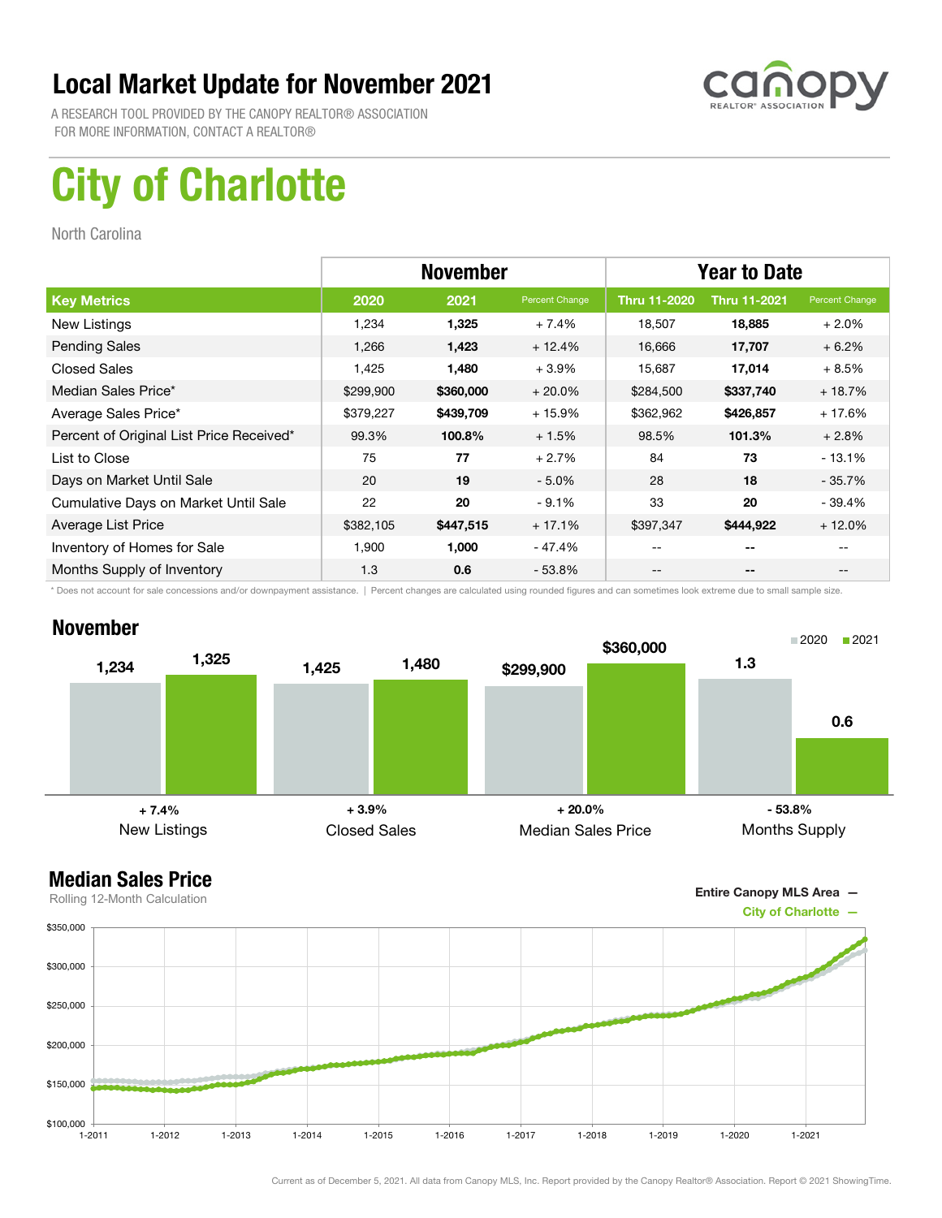# Local Market Update for November 2021

A RESEARCH TOOL PROVIDED BY THE CANOPY REALTOR® ASSOCIATION
FOR MORE INFORMATION, CONTACT A REALTOR®

# City of Charlotte

North Carolina

| | November | | | Year to Date | | |
|---|---|---|---|---|---|---|
| **Key Metrics** | **2020** | **2021** | **Percent Change** | **Thru 11-2020** | **Thru 11-2021** | **Percent Change** |
| New Listings | 1,234 | **1,325** | + 7.4% | 18,507 | **18,885** | + 2.0% |
| Pending Sales | 1,266 | **1,423** | + 12.4% | 16,666 | **17,707** | + 6.2% |
| Closed Sales | 1,425 | **1,480** | + 3.9% | 15,687 | **17,014** | + 8.5% |
| Median Sales Price* | $299,900 | **$360,000** | + 20.0% | $284,500 | **$337,740** | + 18.7% |
| Average Sales Price* | $379,227 | **$439,709** | + 15.9% | $362,962 | **$426,857** | + 17.6% |
| Percent of Original List Price Received* | 99.3% | **100.8%** | + 1.5% | 98.5% | **101.3%** | + 2.8% |
| List to Close | 75 | **77** | + 2.7% | 84 | **73** | - 13.1% |
| Days on Market Until Sale | 20 | **19** | - 5.0% | 28 | **18** | - 35.7% |
| Cumulative Days on Market Until Sale | 22 | **20** | - 9.1% | 33 | **20** | - 39.4% |
| Average List Price | $382,105 | **$447,515** | + 17.1% | $397,347 | **$444,922** | + 12.0% |
| Inventory of Homes for Sale | 1,900 | **1,000** | - 47.4% | -- | **--** | -- |
| Months Supply of Inventory | 1.3 | **0.6** | - 53.8% | -- | **--** | -- |

* Does not account for sale concessions and/or downpayment assistance. | Percent changes are calculated using rounded figures and can sometimes look extreme due to small sample size.

## November

| | 2020 | 2021 | Change |
|---|---|---|---|
| New Listings | 1,234 | 1,325 | + 7.4% |
| Closed Sales | 1,425 | 1,480 | + 3.9% |
| Median Sales Price | $299,900 | $360,000 | + 20.0% |
| Months Supply | 1.3 | 0.6 | - 53.8% |

## Median Sales Price

Rolling 12-Month Calculation

Entire Canopy MLS Area —
City of Charlotte —

Current as of December 5, 2021. All data from Canopy MLS, Inc. Report provided by the Canopy Realtor® Association. Report © 2021 ShowingTime.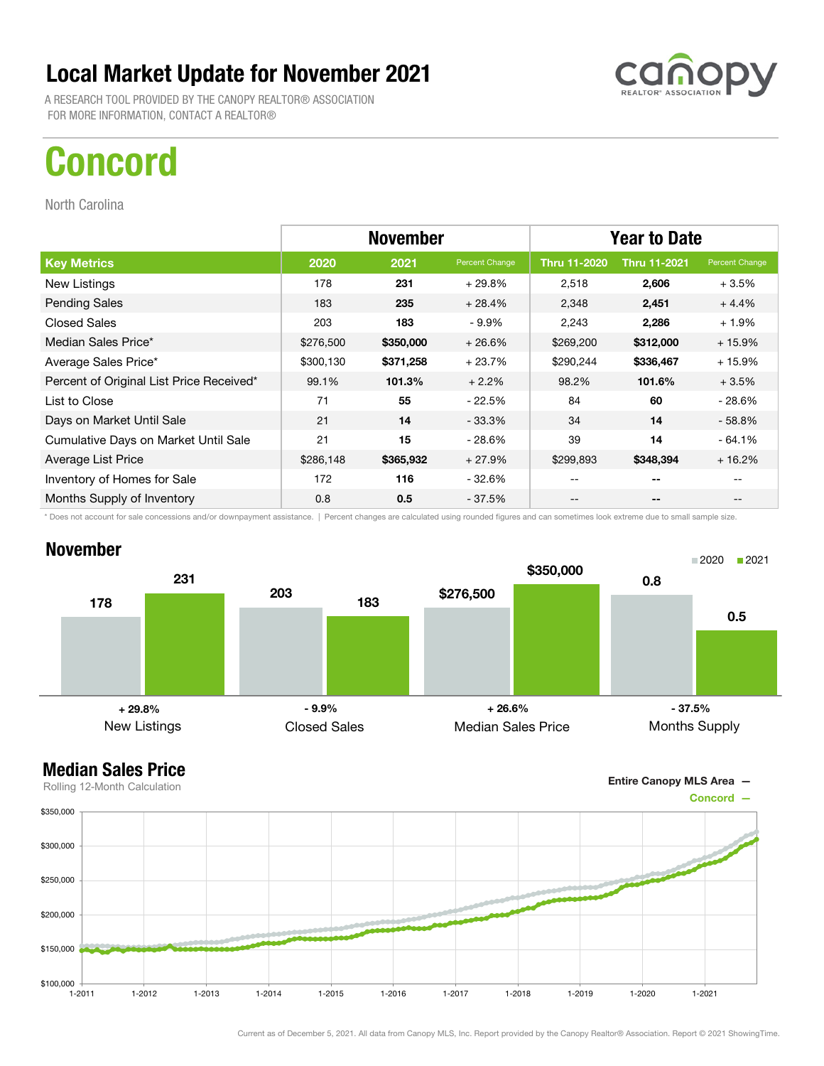# Local Market Update for November 2021

A RESEARCH TOOL PROVIDED BY THE CANOPY REALTOR® ASSOCIATION
FOR MORE INFORMATION, CONTACT A REALTOR®

# Concord

North Carolina

| | November | | | Year to Date | | |
|---|---|---|---|---|---|---|
| **Key Metrics** | **2020** | **2021** | **Percent Change** | **Thru 11-2020** | **Thru 11-2021** | **Percent Change** |
| New Listings | 178 | **231** | + 29.8% | 2,518 | **2,606** | + 3.5% |
| Pending Sales | 183 | **235** | + 28.4% | 2,348 | **2,451** | + 4.4% |
| Closed Sales | 203 | **183** | - 9.9% | 2,243 | **2,286** | + 1.9% |
| Median Sales Price* | $276,500 | **$350,000** | + 26.6% | $269,200 | **$312,000** | + 15.9% |
| Average Sales Price* | $300,130 | **$371,258** | + 23.7% | $290,244 | **$336,467** | + 15.9% |
| Percent of Original List Price Received* | 99.1% | **101.3%** | + 2.2% | 98.2% | **101.6%** | + 3.5% |
| List to Close | 71 | **55** | - 22.5% | 84 | **60** | - 28.6% |
| Days on Market Until Sale | 21 | **14** | - 33.3% | 34 | **14** | - 58.8% |
| Cumulative Days on Market Until Sale | 21 | **15** | - 28.6% | 39 | **14** | - 64.1% |
| Average List Price | $286,148 | **$365,932** | + 27.9% | $299,893 | **$348,394** | + 16.2% |
| Inventory of Homes for Sale | 172 | **116** | - 32.6% | -- | **--** | -- |
| Months Supply of Inventory | 0.8 | **0.5** | - 37.5% | -- | **--** | -- |

\* Does not account for sale concessions and/or downpayment assistance. | Percent changes are calculated using rounded figures and can sometimes look extreme due to small sample size.

## November

| | 2020 | 2021 | Change |
|---|---|---|---|
| New Listings | 178 | 231 | + 29.8% |
| Closed Sales | 203 | 183 | - 9.9% |
| Median Sales Price | $276,500 | $350,000 | + 26.6% |
| Months Supply | 0.8 | 0.5 | - 37.5% |

## Median Sales Price

Rolling 12-Month Calculation

Entire Canopy MLS Area —
Concord —

Current as of December 5, 2021. All data from Canopy MLS, Inc. Report provided by the Canopy Realtor® Association. Report © 2021 ShowingTime.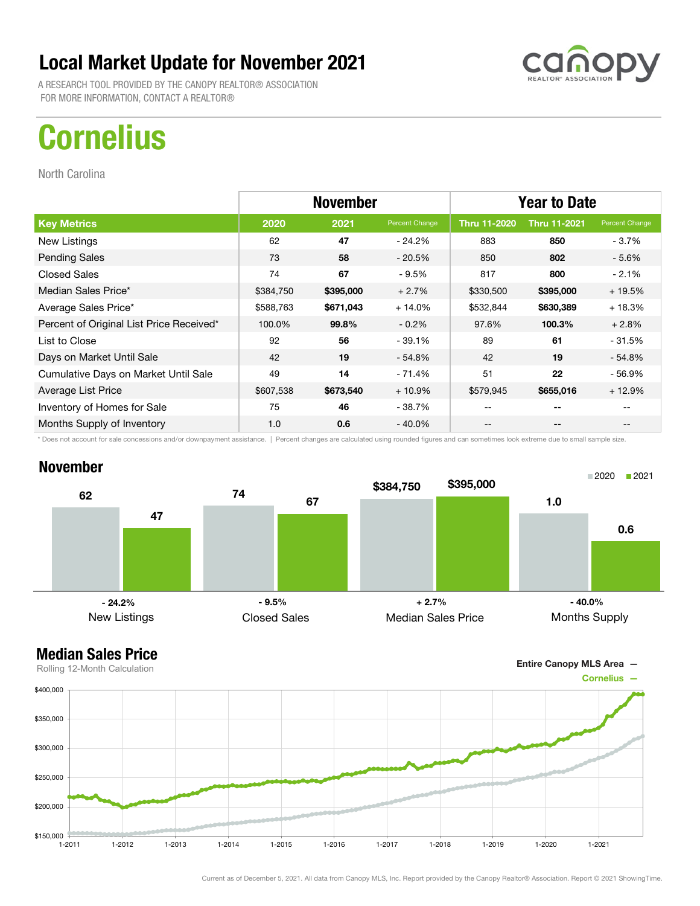# Local Market Update for November 2021

A RESEARCH TOOL PROVIDED BY THE CANOPY REALTOR® ASSOCIATION
FOR MORE INFORMATION, CONTACT A REALTOR®

# Cornelius

North Carolina

| | November | | | Year to Date | | |
|---|---|---|---|---|---|---|
| **Key Metrics** | **2020** | **2021** | Percent Change | **Thru 11-2020** | **Thru 11-2021** | Percent Change |
| New Listings | 62 | **47** | - 24.2% | 883 | **850** | - 3.7% |
| Pending Sales | 73 | **58** | - 20.5% | 850 | **802** | - 5.6% |
| Closed Sales | 74 | **67** | - 9.5% | 817 | **800** | - 2.1% |
| Median Sales Price* | $384,750 | **$395,000** | + 2.7% | $330,500 | **$395,000** | + 19.5% |
| Average Sales Price* | $588,763 | **$671,043** | + 14.0% | $532,844 | **$630,389** | + 18.3% |
| Percent of Original List Price Received* | 100.0% | **99.8%** | - 0.2% | 97.6% | **100.3%** | + 2.8% |
| List to Close | 92 | **56** | - 39.1% | 89 | **61** | - 31.5% |
| Days on Market Until Sale | 42 | **19** | - 54.8% | 42 | **19** | - 54.8% |
| Cumulative Days on Market Until Sale | 49 | **14** | - 71.4% | 51 | **22** | - 56.9% |
| Average List Price | $607,538 | **$673,540** | + 10.9% | $579,945 | **$655,016** | + 12.9% |
| Inventory of Homes for Sale | 75 | **46** | - 38.7% | -- | **--** | -- |
| Months Supply of Inventory | 1.0 | **0.6** | - 40.0% | -- | **--** | -- |

\* Does not account for sale concessions and/or downpayment assistance. | Percent changes are calculated using rounded figures and can sometimes look extreme due to small sample size.

## November

| | 2020 | 2021 | Change |
|---|---|---|---|
| New Listings | 62 | 47 | - 24.2% |
| Closed Sales | 74 | 67 | - 9.5% |
| Median Sales Price | $384,750 | $395,000 | + 2.7% |
| Months Supply | 1.0 | 0.6 | - 40.0% |

## Median Sales Price

Rolling 12-Month Calculation

Entire Canopy MLS Area —
Cornelius —

Current as of December 5, 2021. All data from Canopy MLS, Inc. Report provided by the Canopy Realtor® Association. Report © 2021 ShowingTime.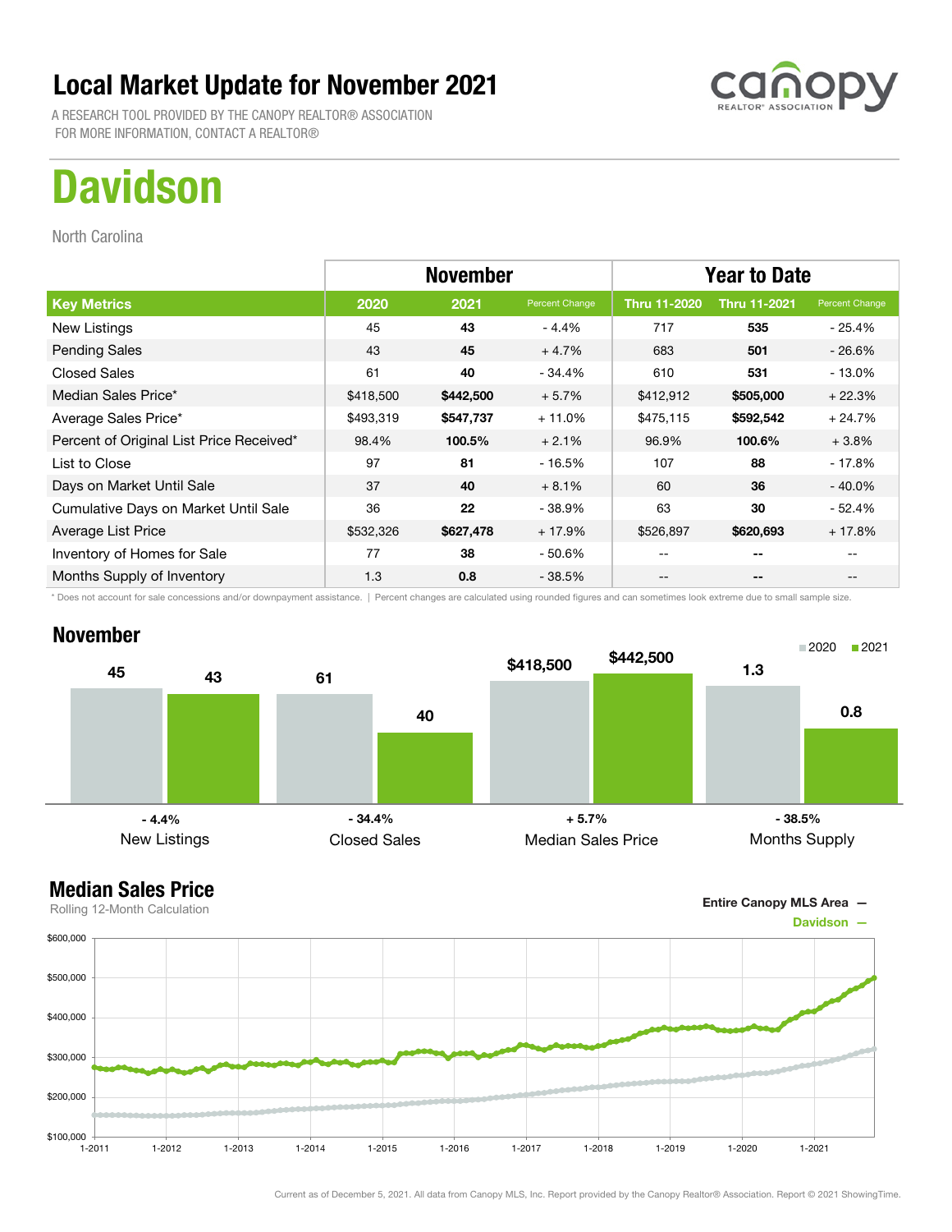# Local Market Update for November 2021

A RESEARCH TOOL PROVIDED BY THE CANOPY REALTOR® ASSOCIATION
FOR MORE INFORMATION, CONTACT A REALTOR®

# Davidson

North Carolina

| | November | | | Year to Date | | |
|---|---|---|---|---|---|---|
| **Key Metrics** | **2020** | **2021** | Percent Change | **Thru 11-2020** | **Thru 11-2021** | Percent Change |
| New Listings | 45 | **43** | - 4.4% | 717 | **535** | - 25.4% |
| Pending Sales | 43 | **45** | + 4.7% | 683 | **501** | - 26.6% |
| Closed Sales | 61 | **40** | - 34.4% | 610 | **531** | - 13.0% |
| Median Sales Price* | $418,500 | **$442,500** | + 5.7% | $412,912 | **$505,000** | + 22.3% |
| Average Sales Price* | $493,319 | **$547,737** | + 11.0% | $475,115 | **$592,542** | + 24.7% |
| Percent of Original List Price Received* | 98.4% | **100.5%** | + 2.1% | 96.9% | **100.6%** | + 3.8% |
| List to Close | 97 | **81** | - 16.5% | 107 | **88** | - 17.8% |
| Days on Market Until Sale | 37 | **40** | + 8.1% | 60 | **36** | - 40.0% |
| Cumulative Days on Market Until Sale | 36 | **22** | - 38.9% | 63 | **30** | - 52.4% |
| Average List Price | $532,326 | **$627,478** | + 17.9% | $526,897 | **$620,693** | + 17.8% |
| Inventory of Homes for Sale | 77 | **38** | - 50.6% | -- | **--** | -- |
| Months Supply of Inventory | 1.3 | **0.8** | - 38.5% | -- | **--** | -- |

\* Does not account for sale concessions and/or downpayment assistance. | Percent changes are calculated using rounded figures and can sometimes look extreme due to small sample size.

## November

| | 2020 | 2021 | Change |
|---|---|---|---|
| New Listings | 45 | 43 | - 4.4% |
| Closed Sales | 61 | 40 | - 34.4% |
| Median Sales Price | $418,500 | $442,500 | + 5.7% |
| Months Supply | 1.3 | 0.8 | - 38.5% |

## Median Sales Price

Rolling 12-Month Calculation

Entire Canopy MLS Area —
Davidson —

Current as of December 5, 2021. All data from Canopy MLS, Inc. Report provided by the Canopy Realtor® Association. Report © 2021 ShowingTime.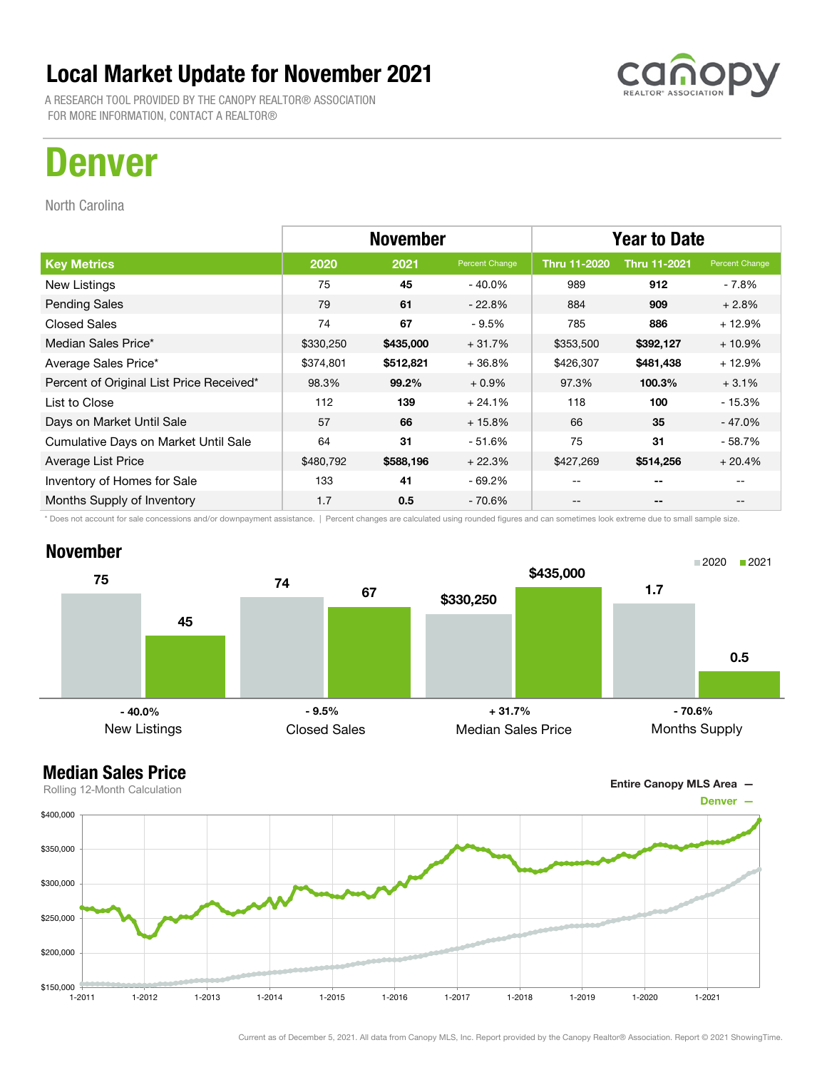# Local Market Update for November 2021

A RESEARCH TOOL PROVIDED BY THE CANOPY REALTOR® ASSOCIATION
FOR MORE INFORMATION, CONTACT A REALTOR®

# Denver

North Carolina

| | November | | | Year to Date | | |
|---|---|---|---|---|---|---|
| **Key Metrics** | **2020** | **2021** | **Percent Change** | **Thru 11-2020** | **Thru 11-2021** | **Percent Change** |
| New Listings | 75 | **45** | - 40.0% | 989 | **912** | - 7.8% |
| Pending Sales | 79 | **61** | - 22.8% | 884 | **909** | + 2.8% |
| Closed Sales | 74 | **67** | - 9.5% | 785 | **886** | + 12.9% |
| Median Sales Price* | $330,250 | **$435,000** | + 31.7% | $353,500 | **$392,127** | + 10.9% |
| Average Sales Price* | $374,801 | **$512,821** | + 36.8% | $426,307 | **$481,438** | + 12.9% |
| Percent of Original List Price Received* | 98.3% | **99.2%** | + 0.9% | 97.3% | **100.3%** | + 3.1% |
| List to Close | 112 | **139** | + 24.1% | 118 | **100** | - 15.3% |
| Days on Market Until Sale | 57 | **66** | + 15.8% | 66 | **35** | - 47.0% |
| Cumulative Days on Market Until Sale | 64 | **31** | - 51.6% | 75 | **31** | - 58.7% |
| Average List Price | $480,792 | **$588,196** | + 22.3% | $427,269 | **$514,256** | + 20.4% |
| Inventory of Homes for Sale | 133 | **41** | - 69.2% | -- | **--** | -- |
| Months Supply of Inventory | 1.7 | **0.5** | - 70.6% | -- | **--** | -- |

\* Does not account for sale concessions and/or downpayment assistance. | Percent changes are calculated using rounded figures and can sometimes look extreme due to small sample size.

## November

| | 2020 | 2021 | Change |
|---|---|---|---|
| New Listings | 75 | 45 | - 40.0% |
| Closed Sales | 74 | 67 | - 9.5% |
| Median Sales Price | $330,250 | $435,000 | + 31.7% |
| Months Supply | 1.7 | 0.5 | - 70.6% |

## Median Sales Price

Rolling 12-Month Calculation

Entire Canopy MLS Area —
Denver —

Current as of December 5, 2021. All data from Canopy MLS, Inc. Report provided by the Canopy Realtor® Association. Report © 2021 ShowingTime.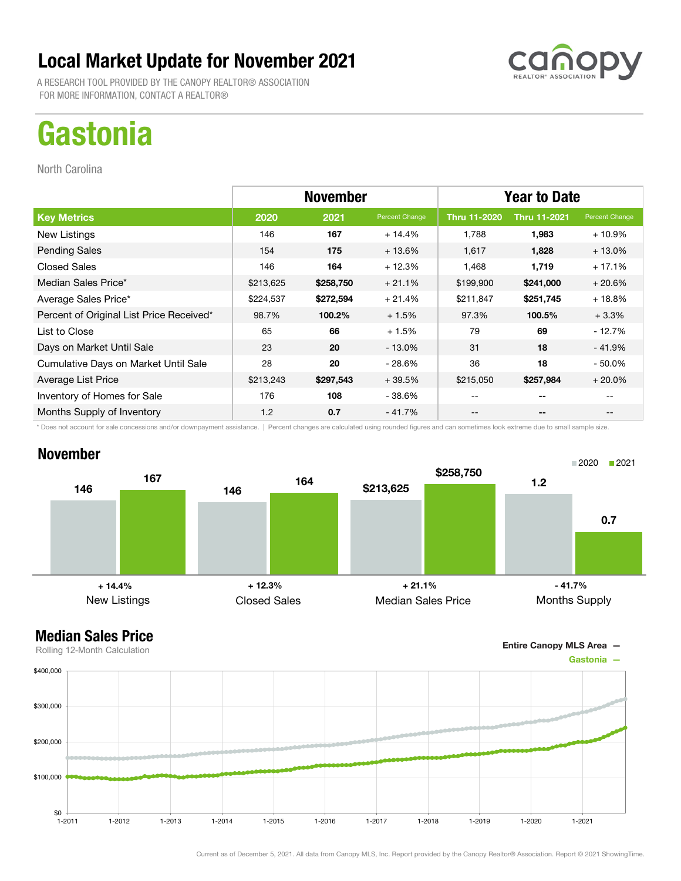# Local Market Update for November 2021

A RESEARCH TOOL PROVIDED BY THE CANOPY REALTOR® ASSOCIATION
FOR MORE INFORMATION, CONTACT A REALTOR®

# Gastonia

North Carolina

| | November | | | Year to Date | | |
|---|---|---|---|---|---|---|
| **Key Metrics** | **2020** | **2021** | **Percent Change** | **Thru 11-2020** | **Thru 11-2021** | **Percent Change** |
| New Listings | 146 | **167** | + 14.4% | 1,788 | **1,983** | + 10.9% |
| Pending Sales | 154 | **175** | + 13.6% | 1,617 | **1,828** | + 13.0% |
| Closed Sales | 146 | **164** | + 12.3% | 1,468 | **1,719** | + 17.1% |
| Median Sales Price* | $213,625 | **$258,750** | + 21.1% | $199,900 | **$241,000** | + 20.6% |
| Average Sales Price* | $224,537 | **$272,594** | + 21.4% | $211,847 | **$251,745** | + 18.8% |
| Percent of Original List Price Received* | 98.7% | **100.2%** | + 1.5% | 97.3% | **100.5%** | + 3.3% |
| List to Close | 65 | **66** | + 1.5% | 79 | **69** | - 12.7% |
| Days on Market Until Sale | 23 | **20** | - 13.0% | 31 | **18** | - 41.9% |
| Cumulative Days on Market Until Sale | 28 | **20** | - 28.6% | 36 | **18** | - 50.0% |
| Average List Price | $213,243 | **$297,543** | + 39.5% | $215,050 | **$257,984** | + 20.0% |
| Inventory of Homes for Sale | 176 | **108** | - 38.6% | -- | **--** | -- |
| Months Supply of Inventory | 1.2 | **0.7** | - 41.7% | -- | **--** | -- |

* Does not account for sale concessions and/or downpayment assistance. | Percent changes are calculated using rounded figures and can sometimes look extreme due to small sample size.

## November

| | 2020 | 2021 | Change |
|---|---|---|---|
| New Listings | 146 | 167 | + 14.4% |
| Closed Sales | 146 | 164 | + 12.3% |
| Median Sales Price | $213,625 | $258,750 | + 21.1% |
| Months Supply | 1.2 | 0.7 | - 41.7% |

## Median Sales Price

Rolling 12-Month Calculation

Entire Canopy MLS Area —
Gastonia —

Current as of December 5, 2021. All data from Canopy MLS, Inc. Report provided by the Canopy Realtor® Association. Report © 2021 ShowingTime.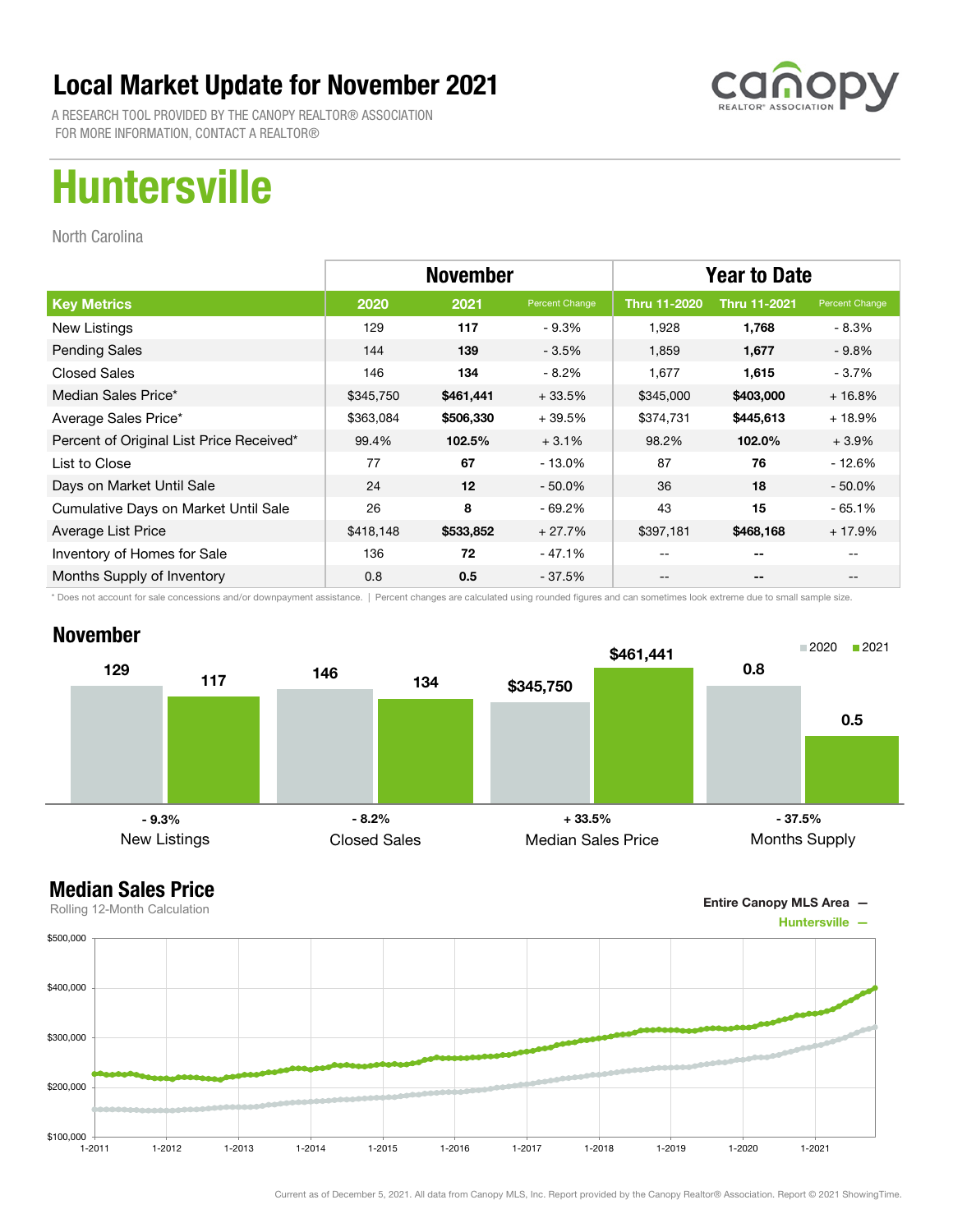# Local Market Update for November 2021

A RESEARCH TOOL PROVIDED BY THE CANOPY REALTOR® ASSOCIATION
FOR MORE INFORMATION, CONTACT A REALTOR®

# Huntersville

North Carolina

| | November | | | Year to Date | | |
|---|---|---|---|---|---|---|
| **Key Metrics** | **2020** | **2021** | **Percent Change** | **Thru 11-2020** | **Thru 11-2021** | **Percent Change** |
| New Listings | 129 | **117** | - 9.3% | 1,928 | **1,768** | - 8.3% |
| Pending Sales | 144 | **139** | - 3.5% | 1,859 | **1,677** | - 9.8% |
| Closed Sales | 146 | **134** | - 8.2% | 1,677 | **1,615** | - 3.7% |
| Median Sales Price* | $345,750 | **$461,441** | + 33.5% | $345,000 | **$403,000** | + 16.8% |
| Average Sales Price* | $363,084 | **$506,330** | + 39.5% | $374,731 | **$445,613** | + 18.9% |
| Percent of Original List Price Received* | 99.4% | **102.5%** | + 3.1% | 98.2% | **102.0%** | + 3.9% |
| List to Close | 77 | **67** | - 13.0% | 87 | **76** | - 12.6% |
| Days on Market Until Sale | 24 | **12** | - 50.0% | 36 | **18** | - 50.0% |
| Cumulative Days on Market Until Sale | 26 | **8** | - 69.2% | 43 | **15** | - 65.1% |
| Average List Price | $418,148 | **$533,852** | + 27.7% | $397,181 | **$468,168** | + 17.9% |
| Inventory of Homes for Sale | 136 | **72** | - 47.1% | -- | **--** | -- |
| Months Supply of Inventory | 0.8 | **0.5** | - 37.5% | -- | **--** | -- |

\* Does not account for sale concessions and/or downpayment assistance. | Percent changes are calculated using rounded figures and can sometimes look extreme due to small sample size.

## November

| | 2020 | 2021 | Percent Change |
|---|---|---|---|
| New Listings | 129 | 117 | - 9.3% |
| Closed Sales | 146 | 134 | - 8.2% |
| Median Sales Price | $345,750 | $461,441 | + 33.5% |
| Months Supply | 0.8 | 0.5 | - 37.5% |

## Median Sales Price

Rolling 12-Month Calculation

Entire Canopy MLS Area —
Huntersville —

Current as of December 5, 2021. All data from Canopy MLS, Inc. Report provided by the Canopy Realtor® Association. Report © 2021 ShowingTime.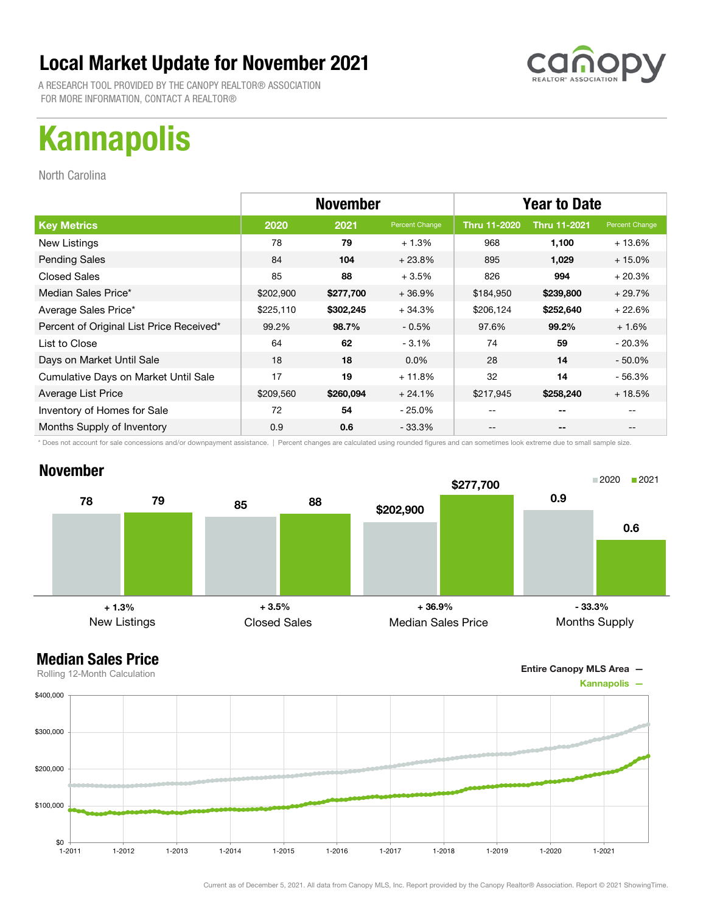# Local Market Update for November 2021

A RESEARCH TOOL PROVIDED BY THE CANOPY REALTOR® ASSOCIATION
FOR MORE INFORMATION, CONTACT A REALTOR®

# Kannapolis

North Carolina

| | November | | | Year to Date | | |
|---|---|---|---|---|---|---|
| **Key Metrics** | **2020** | **2021** | **Percent Change** | **Thru 11-2020** | **Thru 11-2021** | **Percent Change** |
| New Listings | 78 | **79** | + 1.3% | 968 | **1,100** | + 13.6% |
| Pending Sales | 84 | **104** | + 23.8% | 895 | **1,029** | + 15.0% |
| Closed Sales | 85 | **88** | + 3.5% | 826 | **994** | + 20.3% |
| Median Sales Price* | $202,900 | **$277,700** | + 36.9% | $184,950 | **$239,800** | + 29.7% |
| Average Sales Price* | $225,110 | **$302,245** | + 34.3% | $206,124 | **$252,640** | + 22.6% |
| Percent of Original List Price Received* | 99.2% | **98.7%** | - 0.5% | 97.6% | **99.2%** | + 1.6% |
| List to Close | 64 | **62** | - 3.1% | 74 | **59** | - 20.3% |
| Days on Market Until Sale | 18 | **18** | 0.0% | 28 | **14** | - 50.0% |
| Cumulative Days on Market Until Sale | 17 | **19** | + 11.8% | 32 | **14** | - 56.3% |
| Average List Price | $209,560 | **$260,094** | + 24.1% | $217,945 | **$258,240** | + 18.5% |
| Inventory of Homes for Sale | 72 | **54** | - 25.0% | -- | **--** | -- |
| Months Supply of Inventory | 0.9 | **0.6** | - 33.3% | -- | **--** | -- |

\* Does not account for sale concessions and/or downpayment assistance. | Percent changes are calculated using rounded figures and can sometimes look extreme due to small sample size.

## November

| | 2020 | 2021 | Change |
|---|---|---|---|
| New Listings | 78 | 79 | + 1.3% |
| Closed Sales | 85 | 88 | + 3.5% |
| Median Sales Price | $202,900 | $277,700 | + 36.9% |
| Months Supply | 0.9 | 0.6 | - 33.3% |

## Median Sales Price

Rolling 12-Month Calculation

Entire Canopy MLS Area —
Kannapolis —

Current as of December 5, 2021. All data from Canopy MLS, Inc. Report provided by the Canopy Realtor® Association. Report © 2021 ShowingTime.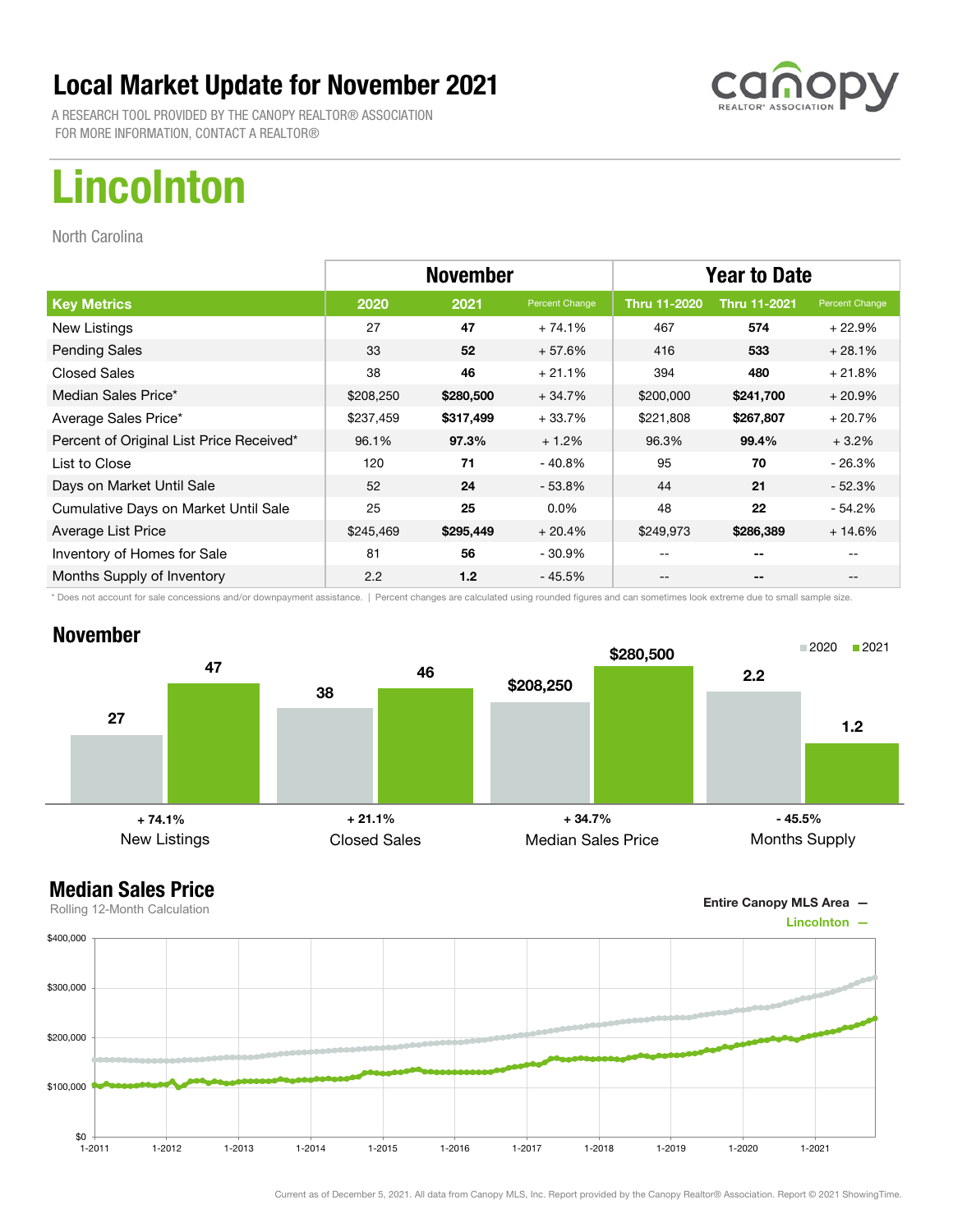# Local Market Update for November 2021

A RESEARCH TOOL PROVIDED BY THE CANOPY REALTOR® ASSOCIATION
FOR MORE INFORMATION, CONTACT A REALTOR®

# Lincolnton

North Carolina

| | November | | | Year to Date | | |
|---|---|---|---|---|---|---|
| **Key Metrics** | **2020** | **2021** | **Percent Change** | **Thru 11-2020** | **Thru 11-2021** | **Percent Change** |
| New Listings | 27 | **47** | + 74.1% | 467 | **574** | + 22.9% |
| Pending Sales | 33 | **52** | + 57.6% | 416 | **533** | + 28.1% |
| Closed Sales | 38 | **46** | + 21.1% | 394 | **480** | + 21.8% |
| Median Sales Price* | $208,250 | **$280,500** | + 34.7% | $200,000 | **$241,700** | + 20.9% |
| Average Sales Price* | $237,459 | **$317,499** | + 33.7% | $221,808 | **$267,807** | + 20.7% |
| Percent of Original List Price Received* | 96.1% | **97.3%** | + 1.2% | 96.3% | **99.4%** | + 3.2% |
| List to Close | 120 | **71** | - 40.8% | 95 | **70** | - 26.3% |
| Days on Market Until Sale | 52 | **24** | - 53.8% | 44 | **21** | - 52.3% |
| Cumulative Days on Market Until Sale | 25 | **25** | 0.0% | 48 | **22** | - 54.2% |
| Average List Price | $245,469 | **$295,449** | + 20.4% | $249,973 | **$286,389** | + 14.6% |
| Inventory of Homes for Sale | 81 | **56** | - 30.9% | -- | **--** | -- |
| Months Supply of Inventory | 2.2 | **1.2** | - 45.5% | -- | **--** | -- |

\* Does not account for sale concessions and/or downpayment assistance. | Percent changes are calculated using rounded figures and can sometimes look extreme due to small sample size.

## November

| | 2020 | 2021 | Change |
|---|---|---|---|
| New Listings | 27 | 47 | + 74.1% |
| Closed Sales | 38 | 46 | + 21.1% |
| Median Sales Price | $208,250 | $280,500 | + 34.7% |
| Months Supply | 2.2 | 1.2 | - 45.5% |

## Median Sales Price

Rolling 12-Month Calculation

Entire Canopy MLS Area —
Lincolnton —

Current as of December 5, 2021. All data from Canopy MLS, Inc. Report provided by the Canopy Realtor® Association. Report © 2021 ShowingTime.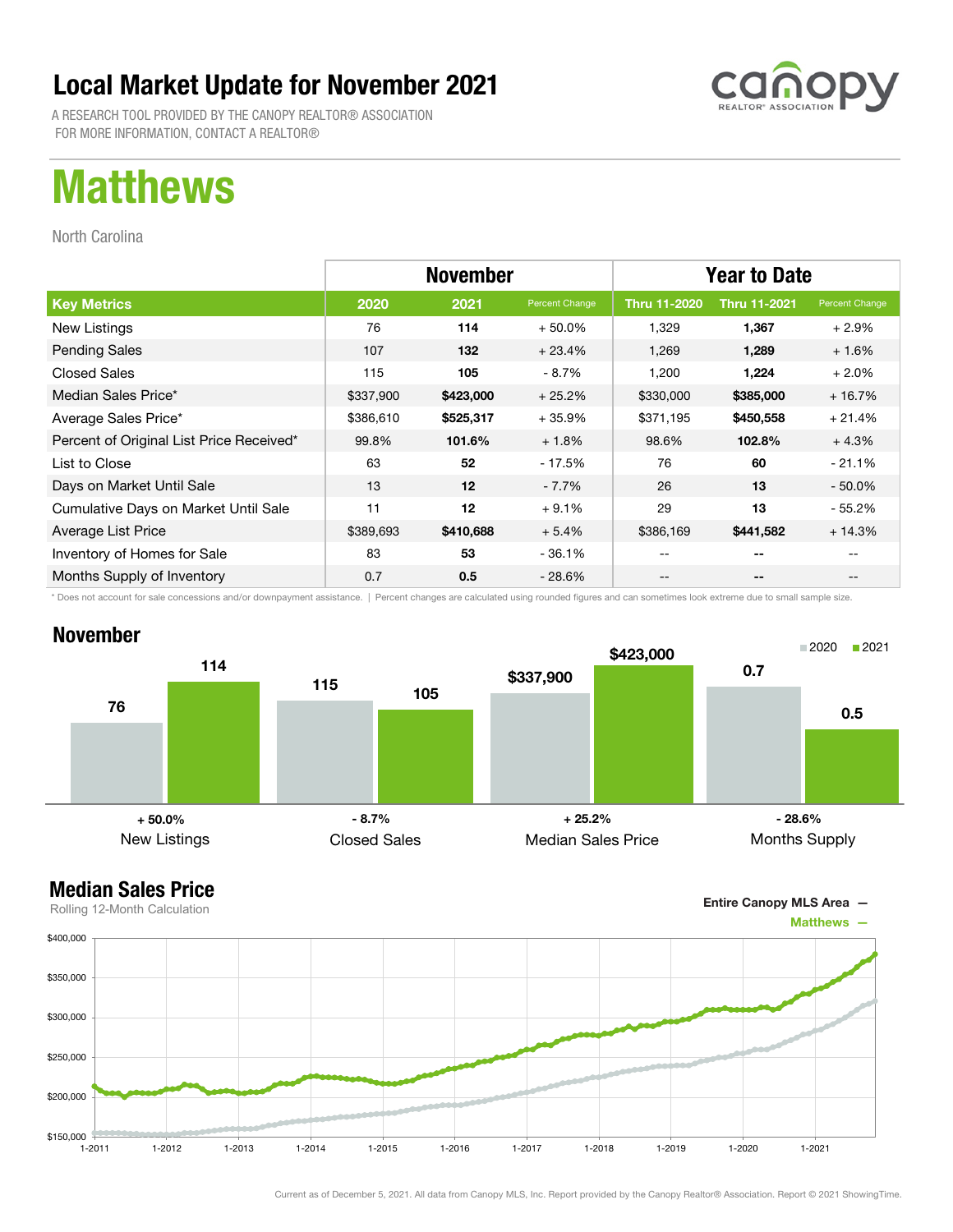# Local Market Update for November 2021

A RESEARCH TOOL PROVIDED BY THE CANOPY REALTOR® ASSOCIATION
FOR MORE INFORMATION, CONTACT A REALTOR®

# Matthews

North Carolina

| | November | | | Year to Date | | |
|---|---|---|---|---|---|---|
| **Key Metrics** | **2020** | **2021** | **Percent Change** | **Thru 11-2020** | **Thru 11-2021** | **Percent Change** |
| New Listings | 76 | **114** | + 50.0% | 1,329 | **1,367** | + 2.9% |
| Pending Sales | 107 | **132** | + 23.4% | 1,269 | **1,289** | + 1.6% |
| Closed Sales | 115 | **105** | - 8.7% | 1,200 | **1,224** | + 2.0% |
| Median Sales Price* | $337,900 | **$423,000** | + 25.2% | $330,000 | **$385,000** | + 16.7% |
| Average Sales Price* | $386,610 | **$525,317** | + 35.9% | $371,195 | **$450,558** | + 21.4% |
| Percent of Original List Price Received* | 99.8% | **101.6%** | + 1.8% | 98.6% | **102.8%** | + 4.3% |
| List to Close | 63 | **52** | - 17.5% | 76 | **60** | - 21.1% |
| Days on Market Until Sale | 13 | **12** | - 7.7% | 26 | **13** | - 50.0% |
| Cumulative Days on Market Until Sale | 11 | **12** | + 9.1% | 29 | **13** | - 55.2% |
| Average List Price | $389,693 | **$410,688** | + 5.4% | $386,169 | **$441,582** | + 14.3% |
| Inventory of Homes for Sale | 83 | **53** | - 36.1% | -- | **--** | -- |
| Months Supply of Inventory | 0.7 | **0.5** | - 28.6% | -- | **--** | -- |

\* Does not account for sale concessions and/or downpayment assistance. | Percent changes are calculated using rounded figures and can sometimes look extreme due to small sample size.

## November

| | 2020 | 2021 | Change |
|---|---|---|---|
| New Listings | 76 | 114 | + 50.0% |
| Closed Sales | 115 | 105 | - 8.7% |
| Median Sales Price | $337,900 | $423,000 | + 25.2% |
| Months Supply | 0.7 | 0.5 | - 28.6% |

## Median Sales Price

Rolling 12-Month Calculation

Entire Canopy MLS Area —
Matthews —

Current as of December 5, 2021. All data from Canopy MLS, Inc. Report provided by the Canopy Realtor® Association. Report © 2021 ShowingTime.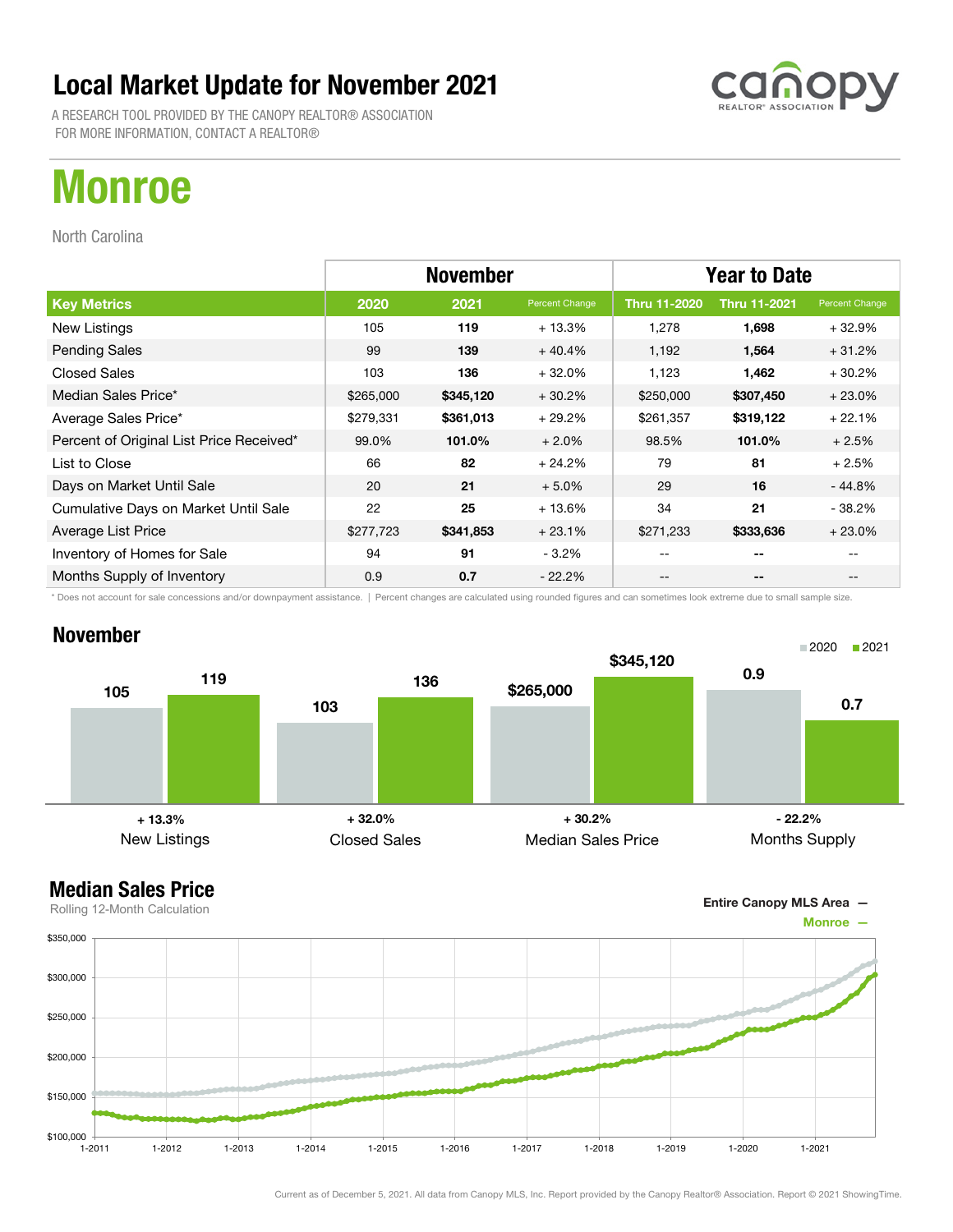# Local Market Update for November 2021

A RESEARCH TOOL PROVIDED BY THE CANOPY REALTOR® ASSOCIATION
FOR MORE INFORMATION, CONTACT A REALTOR®

# Monroe

North Carolina

| | November | | | Year to Date | | |
|---|---|---|---|---|---|---|
| **Key Metrics** | **2020** | **2021** | **Percent Change** | **Thru 11-2020** | **Thru 11-2021** | **Percent Change** |
| New Listings | 105 | **119** | + 13.3% | 1,278 | **1,698** | + 32.9% |
| Pending Sales | 99 | **139** | + 40.4% | 1,192 | **1,564** | + 31.2% |
| Closed Sales | 103 | **136** | + 32.0% | 1,123 | **1,462** | + 30.2% |
| Median Sales Price* | $265,000 | **$345,120** | + 30.2% | $250,000 | **$307,450** | + 23.0% |
| Average Sales Price* | $279,331 | **$361,013** | + 29.2% | $261,357 | **$319,122** | + 22.1% |
| Percent of Original List Price Received* | 99.0% | **101.0%** | + 2.0% | 98.5% | **101.0%** | + 2.5% |
| List to Close | 66 | **82** | + 24.2% | 79 | **81** | + 2.5% |
| Days on Market Until Sale | 20 | **21** | + 5.0% | 29 | **16** | - 44.8% |
| Cumulative Days on Market Until Sale | 22 | **25** | + 13.6% | 34 | **21** | - 38.2% |
| Average List Price | $277,723 | **$341,853** | + 23.1% | $271,233 | **$333,636** | + 23.0% |
| Inventory of Homes for Sale | 94 | **91** | - 3.2% | -- | **--** | -- |
| Months Supply of Inventory | 0.9 | **0.7** | - 22.2% | -- | **--** | -- |

\* Does not account for sale concessions and/or downpayment assistance. | Percent changes are calculated using rounded figures and can sometimes look extreme due to small sample size.

## November

| | 2020 | 2021 | Change |
|---|---|---|---|
| New Listings | 105 | 119 | + 13.3% |
| Closed Sales | 103 | 136 | + 32.0% |
| Median Sales Price | $265,000 | $345,120 | + 30.2% |
| Months Supply | 0.9 | 0.7 | - 22.2% |

## Median Sales Price

Rolling 12-Month Calculation

Entire Canopy MLS Area —
Monroe —

Current as of December 5, 2021. All data from Canopy MLS, Inc. Report provided by the Canopy Realtor® Association. Report © 2021 ShowingTime.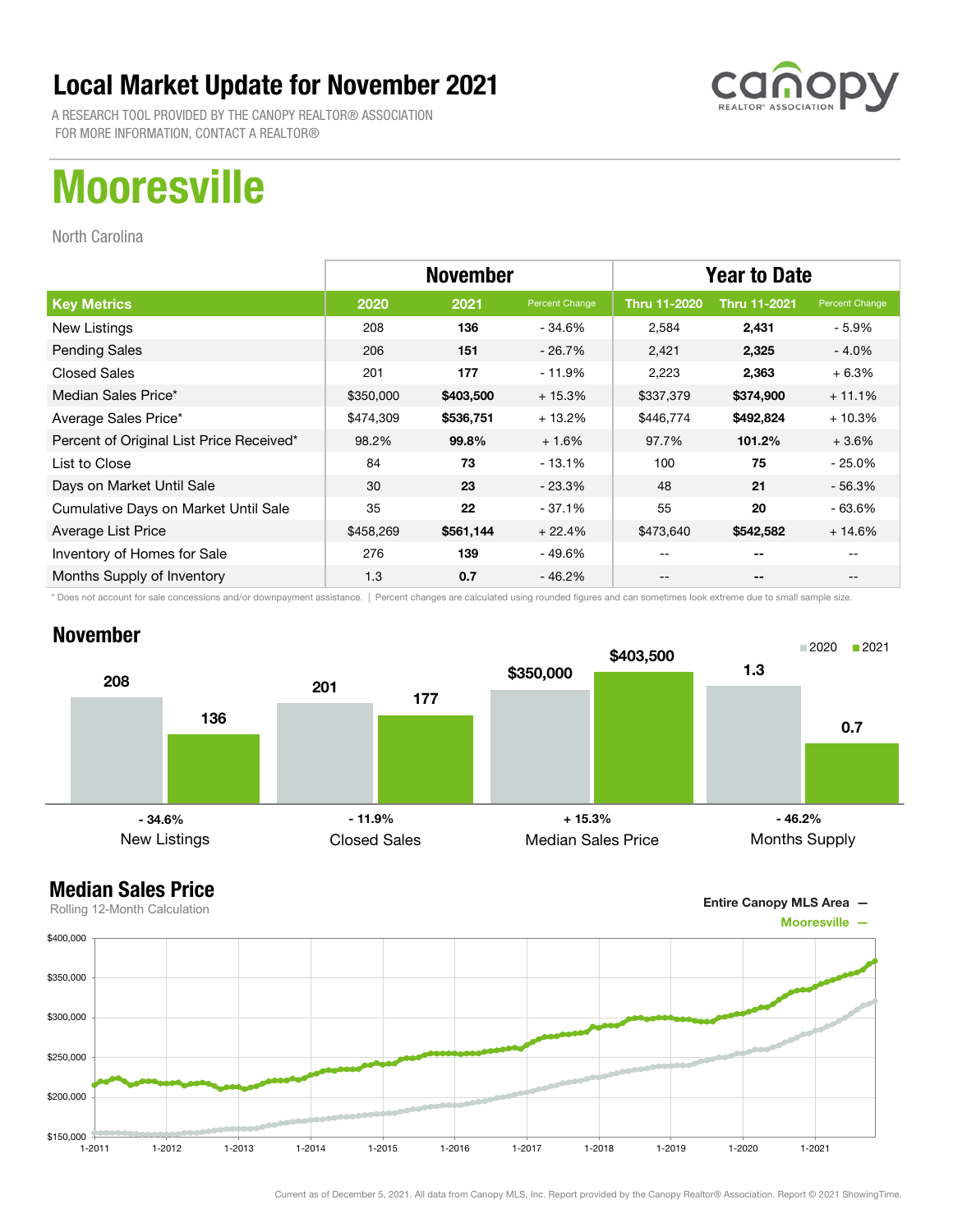# Local Market Update for November 2021

A RESEARCH TOOL PROVIDED BY THE CANOPY REALTOR® ASSOCIATION
FOR MORE INFORMATION, CONTACT A REALTOR®

# Mooresville

North Carolina

| | November | | | Year to Date | | |
|---|---|---|---|---|---|---|
| **Key Metrics** | **2020** | **2021** | **Percent Change** | **Thru 11-2020** | **Thru 11-2021** | **Percent Change** |
| New Listings | 208 | **136** | - 34.6% | 2,584 | **2,431** | - 5.9% |
| Pending Sales | 206 | **151** | - 26.7% | 2,421 | **2,325** | - 4.0% |
| Closed Sales | 201 | **177** | - 11.9% | 2,223 | **2,363** | + 6.3% |
| Median Sales Price* | $350,000 | **$403,500** | + 15.3% | $337,379 | **$374,900** | + 11.1% |
| Average Sales Price* | $474,309 | **$536,751** | + 13.2% | $446,774 | **$492,824** | + 10.3% |
| Percent of Original List Price Received* | 98.2% | **99.8%** | + 1.6% | 97.7% | **101.2%** | + 3.6% |
| List to Close | 84 | **73** | - 13.1% | 100 | **75** | - 25.0% |
| Days on Market Until Sale | 30 | **23** | - 23.3% | 48 | **21** | - 56.3% |
| Cumulative Days on Market Until Sale | 35 | **22** | - 37.1% | 55 | **20** | - 63.6% |
| Average List Price | $458,269 | **$561,144** | + 22.4% | $473,640 | **$542,582** | + 14.6% |
| Inventory of Homes for Sale | 276 | **139** | - 49.6% | -- | **--** | -- |
| Months Supply of Inventory | 1.3 | **0.7** | - 46.2% | -- | **--** | -- |

* Does not account for sale concessions and/or downpayment assistance. | Percent changes are calculated using rounded figures and can sometimes look extreme due to small sample size.

## November

| | 2020 | 2021 | Change |
|---|---|---|---|
| New Listings | 208 | 136 | - 34.6% |
| Closed Sales | 201 | 177 | - 11.9% |
| Median Sales Price | $350,000 | $403,500 | + 15.3% |
| Months Supply | 1.3 | 0.7 | - 46.2% |

## Median Sales Price

Rolling 12-Month Calculation

Entire Canopy MLS Area —
Mooresville —

Current as of December 5, 2021. All data from Canopy MLS, Inc. Report provided by the Canopy Realtor® Association. Report © 2021 ShowingTime.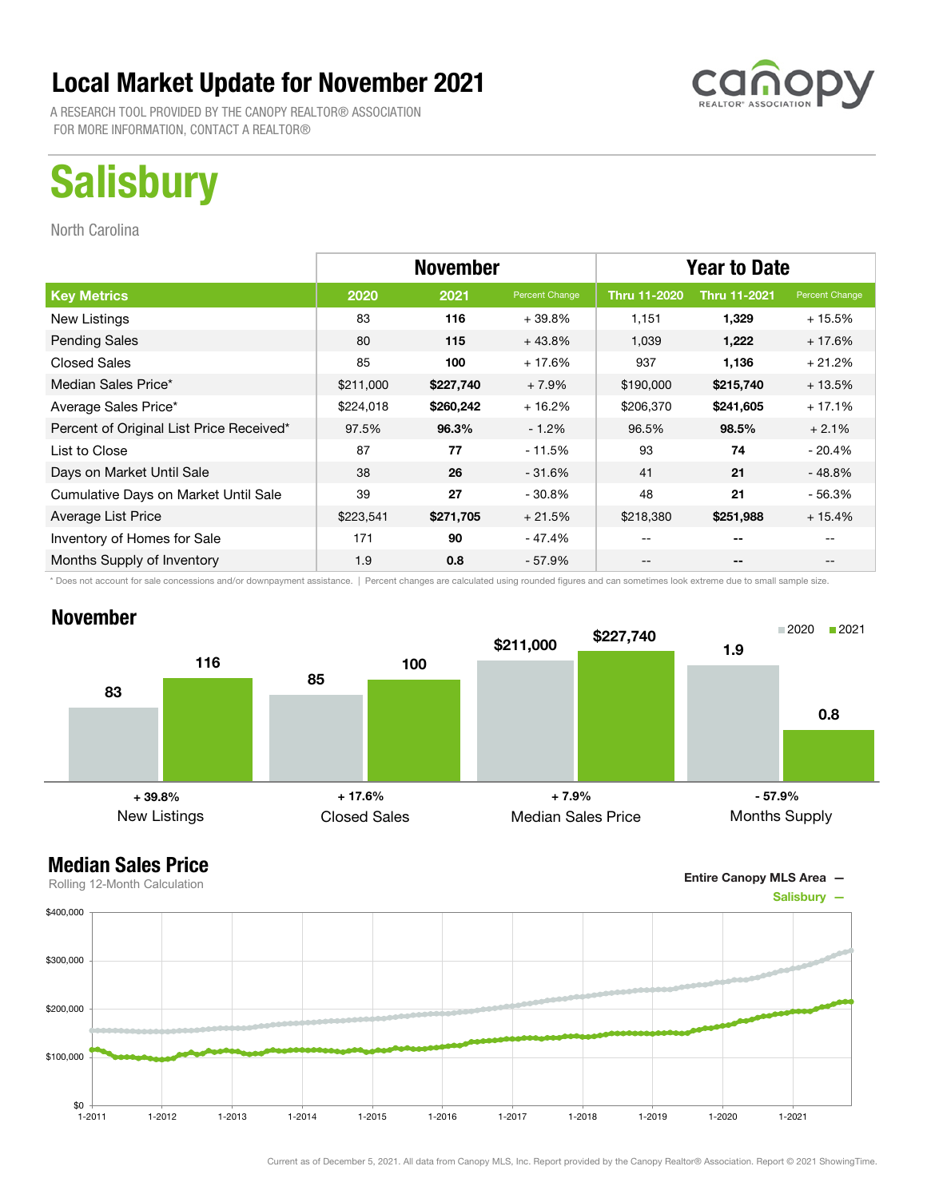# Local Market Update for November 2021

A RESEARCH TOOL PROVIDED BY THE CANOPY REALTOR® ASSOCIATION
FOR MORE INFORMATION, CONTACT A REALTOR®

# Salisbury

North Carolina

| | November | | | Year to Date | | |
|---|---|---|---|---|---|---|
| **Key Metrics** | **2020** | **2021** | **Percent Change** | **Thru 11-2020** | **Thru 11-2021** | **Percent Change** |
| New Listings | 83 | **116** | + 39.8% | 1,151 | **1,329** | + 15.5% |
| Pending Sales | 80 | **115** | + 43.8% | 1,039 | **1,222** | + 17.6% |
| Closed Sales | 85 | **100** | + 17.6% | 937 | **1,136** | + 21.2% |
| Median Sales Price* | $211,000 | **$227,740** | + 7.9% | $190,000 | **$215,740** | + 13.5% |
| Average Sales Price* | $224,018 | **$260,242** | + 16.2% | $206,370 | **$241,605** | + 17.1% |
| Percent of Original List Price Received* | 97.5% | **96.3%** | - 1.2% | 96.5% | **98.5%** | + 2.1% |
| List to Close | 87 | **77** | - 11.5% | 93 | **74** | - 20.4% |
| Days on Market Until Sale | 38 | **26** | - 31.6% | 41 | **21** | - 48.8% |
| Cumulative Days on Market Until Sale | 39 | **27** | - 30.8% | 48 | **21** | - 56.3% |
| Average List Price | $223,541 | **$271,705** | + 21.5% | $218,380 | **$251,988** | + 15.4% |
| Inventory of Homes for Sale | 171 | **90** | - 47.4% | -- | **--** | -- |
| Months Supply of Inventory | 1.9 | **0.8** | - 57.9% | -- | **--** | -- |

\* Does not account for sale concessions and/or downpayment assistance. | Percent changes are calculated using rounded figures and can sometimes look extreme due to small sample size.

## November

| | 2020 | 2021 | Change |
|---|---|---|---|
| New Listings | 83 | 116 | + 39.8% |
| Closed Sales | 85 | 100 | + 17.6% |
| Median Sales Price | $211,000 | $227,740 | + 7.9% |
| Months Supply | 1.9 | 0.8 | - 57.9% |

## Median Sales Price

Rolling 12-Month Calculation

Entire Canopy MLS Area —
Salisbury —

Current as of December 5, 2021. All data from Canopy MLS, Inc. Report provided by the Canopy Realtor® Association. Report © 2021 ShowingTime.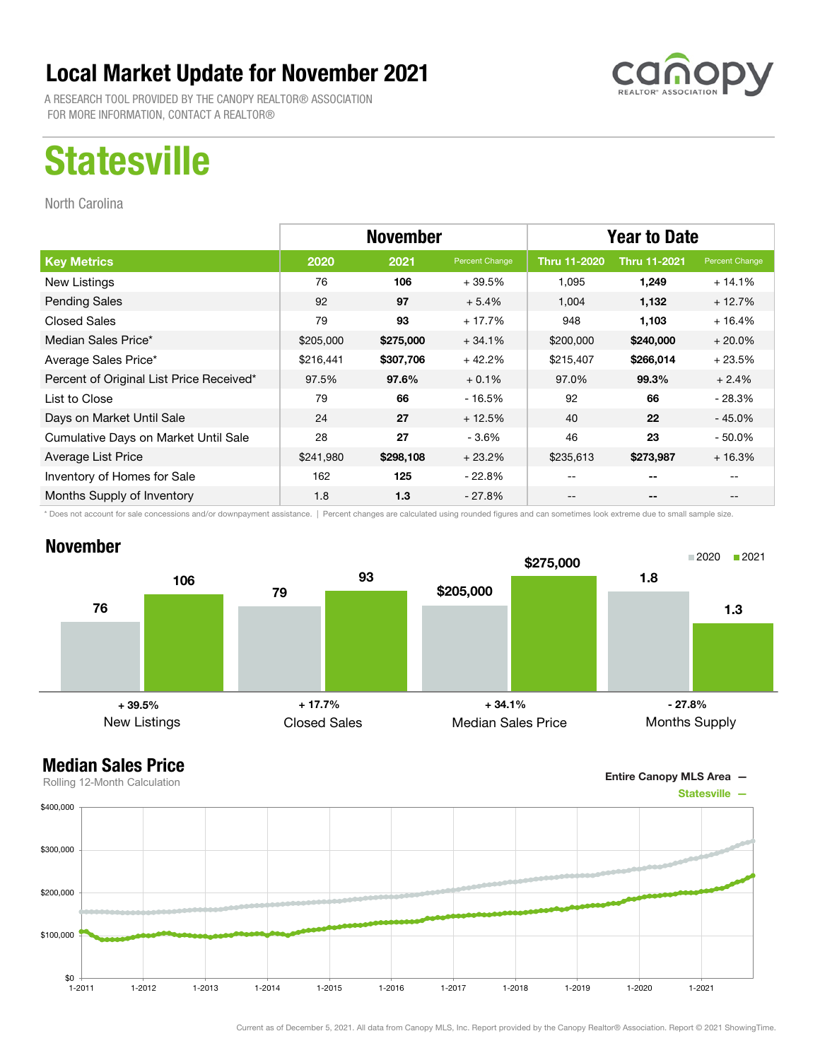# Local Market Update for November 2021

A RESEARCH TOOL PROVIDED BY THE CANOPY REALTOR® ASSOCIATION
FOR MORE INFORMATION, CONTACT A REALTOR®

# Statesville

North Carolina

| | November | | | Year to Date | | |
|---|---|---|---|---|---|---|
| **Key Metrics** | **2020** | **2021** | **Percent Change** | **Thru 11-2020** | **Thru 11-2021** | **Percent Change** |
| New Listings | 76 | **106** | + 39.5% | 1,095 | **1,249** | + 14.1% |
| Pending Sales | 92 | **97** | + 5.4% | 1,004 | **1,132** | + 12.7% |
| Closed Sales | 79 | **93** | + 17.7% | 948 | **1,103** | + 16.4% |
| Median Sales Price* | $205,000 | **$275,000** | + 34.1% | $200,000 | **$240,000** | + 20.0% |
| Average Sales Price* | $216,441 | **$307,706** | + 42.2% | $215,407 | **$266,014** | + 23.5% |
| Percent of Original List Price Received* | 97.5% | **97.6%** | + 0.1% | 97.0% | **99.3%** | + 2.4% |
| List to Close | 79 | **66** | - 16.5% | 92 | **66** | - 28.3% |
| Days on Market Until Sale | 24 | **27** | + 12.5% | 40 | **22** | - 45.0% |
| Cumulative Days on Market Until Sale | 28 | **27** | - 3.6% | 46 | **23** | - 50.0% |
| Average List Price | $241,980 | **$298,108** | + 23.2% | $235,613 | **$273,987** | + 16.3% |
| Inventory of Homes for Sale | 162 | **125** | - 22.8% | -- | **--** | -- |
| Months Supply of Inventory | 1.8 | **1.3** | - 27.8% | -- | **--** | -- |

* Does not account for sale concessions and/or downpayment assistance. | Percent changes are calculated using rounded figures and can sometimes look extreme due to small sample size.

## November

| | 2020 | 2021 | Change |
|---|---|---|---|
| New Listings | 76 | 106 | + 39.5% |
| Closed Sales | 79 | 93 | + 17.7% |
| Median Sales Price | $205,000 | $275,000 | + 34.1% |
| Months Supply | 1.8 | 1.3 | - 27.8% |

## Median Sales Price

Rolling 12-Month Calculation

Entire Canopy MLS Area —
Statesville —

Current as of December 5, 2021. All data from Canopy MLS, Inc. Report provided by the Canopy Realtor® Association. Report © 2021 ShowingTime.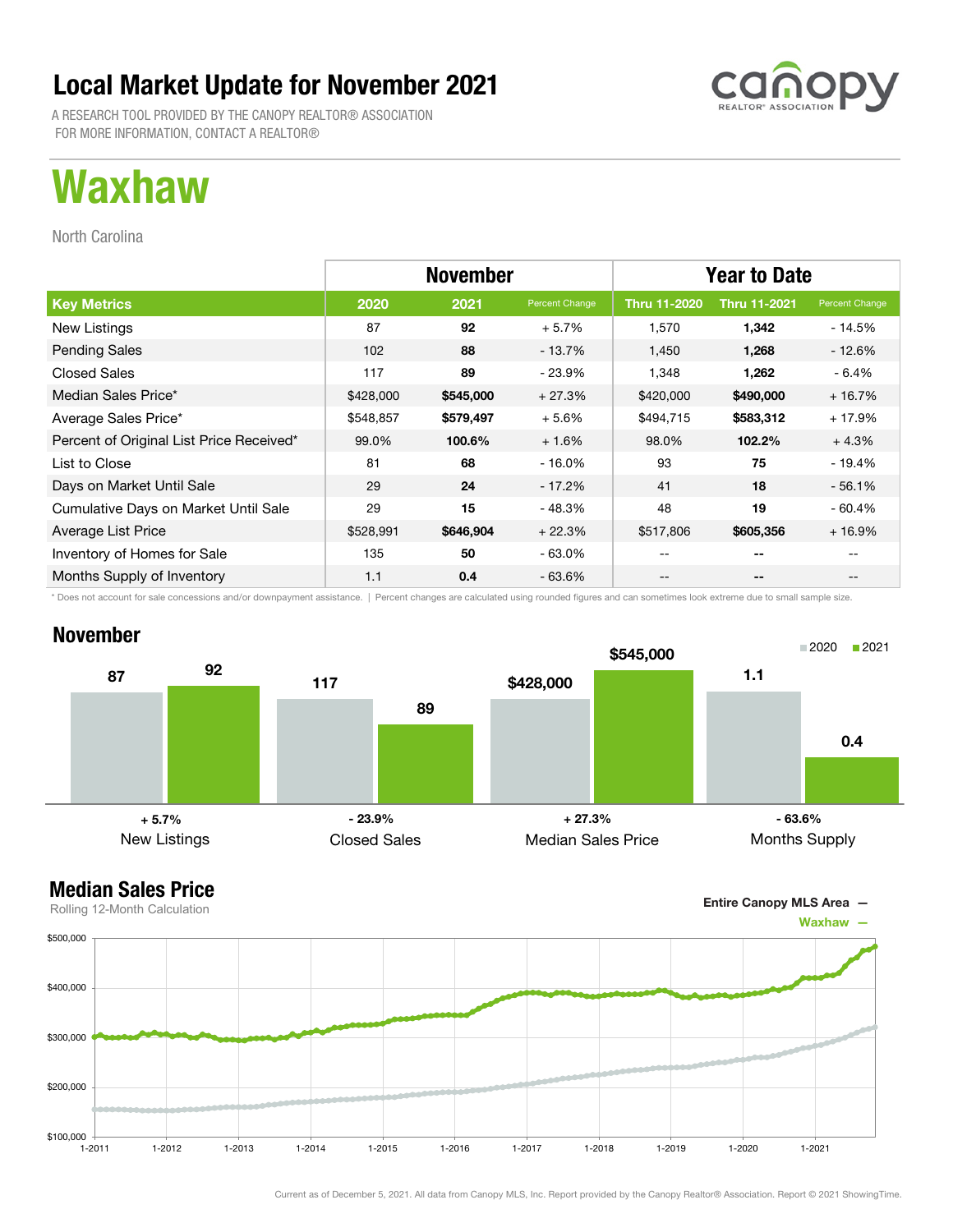# Local Market Update for November 2021

A RESEARCH TOOL PROVIDED BY THE CANOPY REALTOR® ASSOCIATION
FOR MORE INFORMATION, CONTACT A REALTOR®

# Waxhaw

North Carolina

| Key Metrics | November | | | Year to Date | | |
|---|---|---|---|---|---|---|
| | 2020 | 2021 | Percent Change | Thru 11-2020 | Thru 11-2021 | Percent Change |
| New Listings | 87 | **92** | + 5.7% | 1,570 | **1,342** | - 14.5% |
| Pending Sales | 102 | **88** | - 13.7% | 1,450 | **1,268** | - 12.6% |
| Closed Sales | 117 | **89** | - 23.9% | 1,348 | **1,262** | - 6.4% |
| Median Sales Price* | $428,000 | **$545,000** | + 27.3% | $420,000 | **$490,000** | + 16.7% |
| Average Sales Price* | $548,857 | **$579,497** | + 5.6% | $494,715 | **$583,312** | + 17.9% |
| Percent of Original List Price Received* | 99.0% | **100.6%** | + 1.6% | 98.0% | **102.2%** | + 4.3% |
| List to Close | 81 | **68** | - 16.0% | 93 | **75** | - 19.4% |
| Days on Market Until Sale | 29 | **24** | - 17.2% | 41 | **18** | - 56.1% |
| Cumulative Days on Market Until Sale | 29 | **15** | - 48.3% | 48 | **19** | - 60.4% |
| Average List Price | $528,991 | **$646,904** | + 22.3% | $517,806 | **$605,356** | + 16.9% |
| Inventory of Homes for Sale | 135 | **50** | - 63.0% | -- | -- | -- |
| Months Supply of Inventory | 1.1 | **0.4** | - 63.6% | -- | -- | -- |

\* Does not account for sale concessions and/or downpayment assistance. | Percent changes are calculated using rounded figures and can sometimes look extreme due to small sample size.

## November

| | 2020 | 2021 | Change |
|---|---|---|---|
| New Listings | 87 | 92 | + 5.7% |
| Closed Sales | 117 | 89 | - 23.9% |
| Median Sales Price | $428,000 | $545,000 | + 27.3% |
| Months Supply | 1.1 | 0.4 | - 63.6% |

## Median Sales Price

Rolling 12-Month Calculation

Entire Canopy MLS Area —
Waxhaw —

Current as of December 5, 2021. All data from Canopy MLS, Inc. Report provided by the Canopy Realtor® Association. Report © 2021 ShowingTime.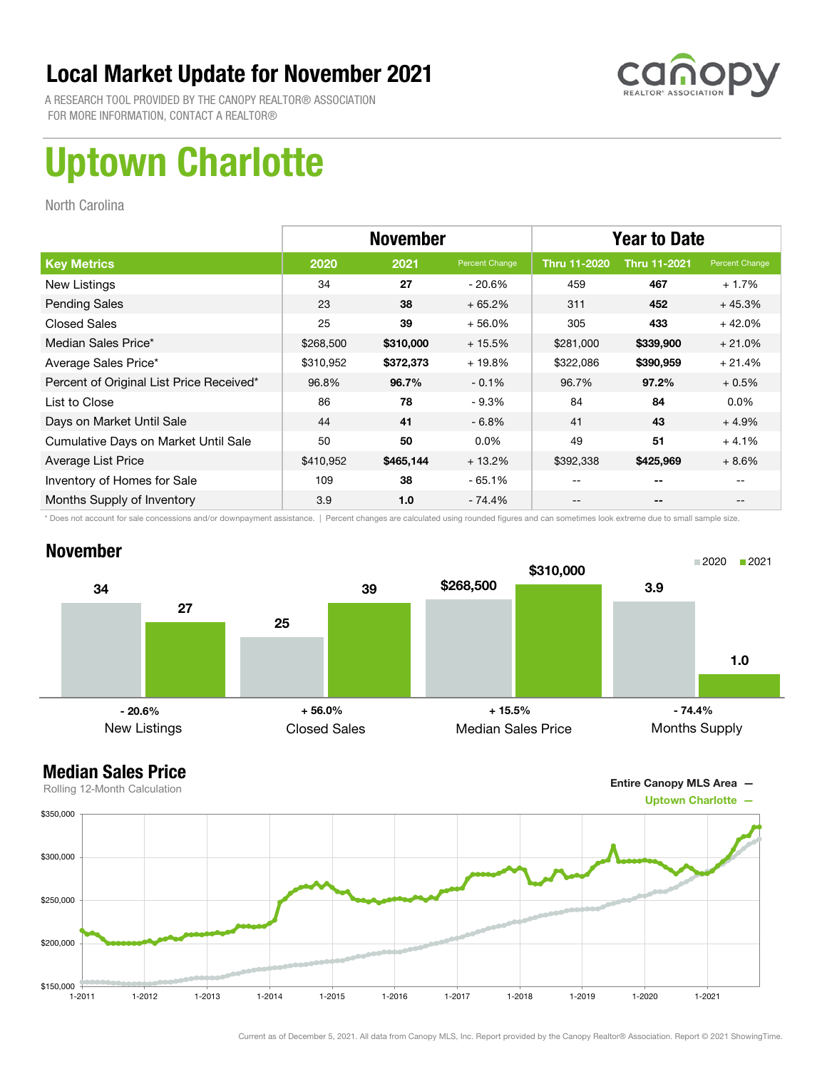# Local Market Update for November 2021

A RESEARCH TOOL PROVIDED BY THE CANOPY REALTOR® ASSOCIATION
FOR MORE INFORMATION, CONTACT A REALTOR®

# Uptown Charlotte

North Carolina

| | November | | | Year to Date | | |
|---|---|---|---|---|---|---|
| **Key Metrics** | **2020** | **2021** | **Percent Change** | **Thru 11-2020** | **Thru 11-2021** | **Percent Change** |
| New Listings | 34 | **27** | - 20.6% | 459 | **467** | + 1.7% |
| Pending Sales | 23 | **38** | + 65.2% | 311 | **452** | + 45.3% |
| Closed Sales | 25 | **39** | + 56.0% | 305 | **433** | + 42.0% |
| Median Sales Price* | $268,500 | **$310,000** | + 15.5% | $281,000 | **$339,900** | + 21.0% |
| Average Sales Price* | $310,952 | **$372,373** | + 19.8% | $322,086 | **$390,959** | + 21.4% |
| Percent of Original List Price Received* | 96.8% | **96.7%** | - 0.1% | 96.7% | **97.2%** | + 0.5% |
| List to Close | 86 | **78** | - 9.3% | 84 | **84** | 0.0% |
| Days on Market Until Sale | 44 | **41** | - 6.8% | 41 | **43** | + 4.9% |
| Cumulative Days on Market Until Sale | 50 | **50** | 0.0% | 49 | **51** | + 4.1% |
| Average List Price | $410,952 | **$465,144** | + 13.2% | $392,338 | **$425,969** | + 8.6% |
| Inventory of Homes for Sale | 109 | **38** | - 65.1% | -- | **--** | -- |
| Months Supply of Inventory | 3.9 | **1.0** | - 74.4% | -- | **--** | -- |

\* Does not account for sale concessions and/or downpayment assistance. | Percent changes are calculated using rounded figures and can sometimes look extreme due to small sample size.

## November

| | 2020 | 2021 | Change |
|---|---|---|---|
| New Listings | 34 | 27 | - 20.6% |
| Closed Sales | 25 | 39 | + 56.0% |
| Median Sales Price | $268,500 | $310,000 | + 15.5% |
| Months Supply | 3.9 | 1.0 | - 74.4% |

## Median Sales Price

Rolling 12-Month Calculation

Entire Canopy MLS Area —
Uptown Charlotte —

Current as of December 5, 2021. All data from Canopy MLS, Inc. Report provided by the Canopy Realtor® Association. Report © 2021 ShowingTime.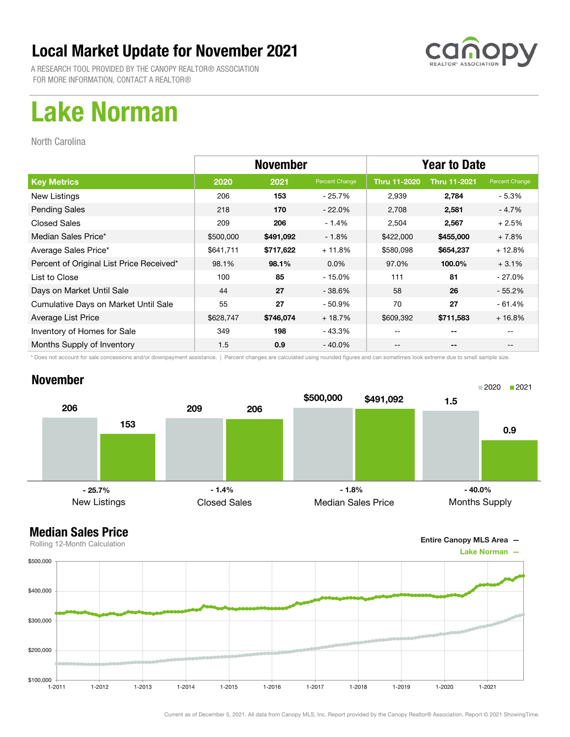# Local Market Update for November 2021

A RESEARCH TOOL PROVIDED BY THE CANOPY REALTOR® ASSOCIATION
FOR MORE INFORMATION, CONTACT A REALTOR®

# Lake Norman

North Carolina

| | November | | | Year to Date | | |
|---|---|---|---|---|---|---|
| **Key Metrics** | **2020** | **2021** | **Percent Change** | **Thru 11-2020** | **Thru 11-2021** | **Percent Change** |
| New Listings | 206 | **153** | - 25.7% | 2,939 | **2,784** | - 5.3% |
| Pending Sales | 218 | **170** | - 22.0% | 2,708 | **2,581** | - 4.7% |
| Closed Sales | 209 | **206** | - 1.4% | 2,504 | **2,567** | + 2.5% |
| Median Sales Price* | $500,000 | **$491,092** | - 1.8% | $422,000 | **$455,000** | + 7.8% |
| Average Sales Price* | $641,711 | **$717,622** | + 11.8% | $580,098 | **$654,237** | + 12.8% |
| Percent of Original List Price Received* | 98.1% | **98.1%** | 0.0% | 97.0% | **100.0%** | + 3.1% |
| List to Close | 100 | **85** | - 15.0% | 111 | **81** | - 27.0% |
| Days on Market Until Sale | 44 | **27** | - 38.6% | 58 | **26** | - 55.2% |
| Cumulative Days on Market Until Sale | 55 | **27** | - 50.9% | 70 | **27** | - 61.4% |
| Average List Price | $628,747 | **$746,074** | + 18.7% | $609,392 | **$711,583** | + 16.8% |
| Inventory of Homes for Sale | 349 | **198** | - 43.3% | -- | -- | -- |
| Months Supply of Inventory | 1.5 | **0.9** | - 40.0% | -- | -- | -- |

\* Does not account for sale concessions and/or downpayment assistance. | Percent changes are calculated using rounded figures and can sometimes look extreme due to small sample size.

## November

| | 2020 | 2021 | Change |
|---|---|---|---|
| New Listings | 206 | 153 | - 25.7% |
| Closed Sales | 209 | 206 | - 1.4% |
| Median Sales Price | $500,000 | $491,092 | - 1.8% |
| Months Supply | 1.5 | 0.9 | - 40.0% |

## Median Sales Price

Rolling 12-Month Calculation

Entire Canopy MLS Area —
Lake Norman —

Current as of December 5, 2021. All data from Canopy MLS, Inc. Report provided by the Canopy Realtor® Association. Report © 2021 ShowingTime.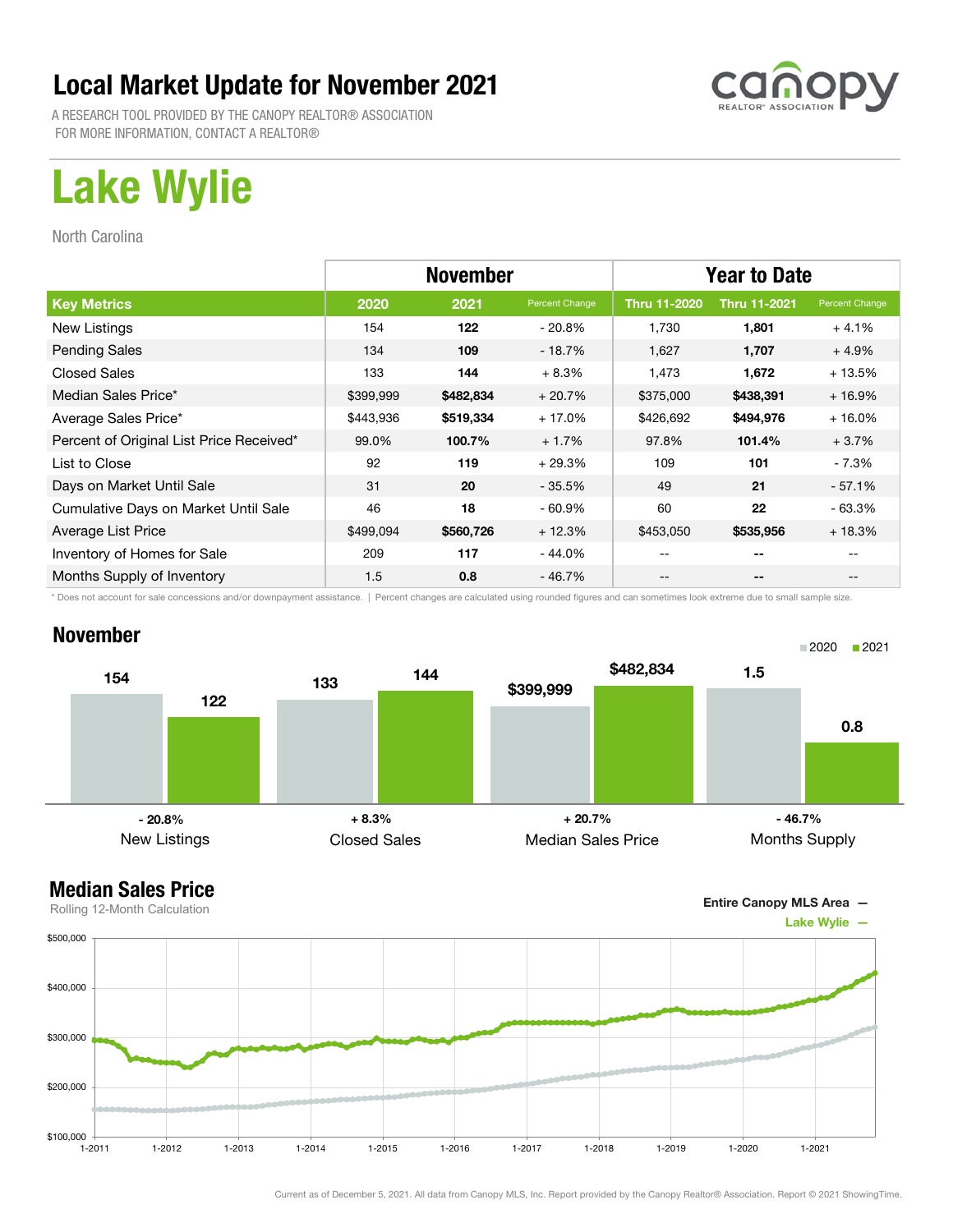# Local Market Update for November 2021

A RESEARCH TOOL PROVIDED BY THE CANOPY REALTOR® ASSOCIATION
FOR MORE INFORMATION, CONTACT A REALTOR®

# Lake Wylie

North Carolina

| | November | | | Year to Date | | |
|---|---|---|---|---|---|---|
| **Key Metrics** | **2020** | **2021** | **Percent Change** | **Thru 11-2020** | **Thru 11-2021** | **Percent Change** |
| New Listings | 154 | **122** | - 20.8% | 1,730 | **1,801** | + 4.1% |
| Pending Sales | 134 | **109** | - 18.7% | 1,627 | **1,707** | + 4.9% |
| Closed Sales | 133 | **144** | + 8.3% | 1,473 | **1,672** | + 13.5% |
| Median Sales Price* | $399,999 | **$482,834** | + 20.7% | $375,000 | **$438,391** | + 16.9% |
| Average Sales Price* | $443,936 | **$519,334** | + 17.0% | $426,692 | **$494,976** | + 16.0% |
| Percent of Original List Price Received* | 99.0% | **100.7%** | + 1.7% | 97.8% | **101.4%** | + 3.7% |
| List to Close | 92 | **119** | + 29.3% | 109 | **101** | - 7.3% |
| Days on Market Until Sale | 31 | **20** | - 35.5% | 49 | **21** | - 57.1% |
| Cumulative Days on Market Until Sale | 46 | **18** | - 60.9% | 60 | **22** | - 63.3% |
| Average List Price | $499,094 | **$560,726** | + 12.3% | $453,050 | **$535,956** | + 18.3% |
| Inventory of Homes for Sale | 209 | **117** | - 44.0% | -- | **--** | -- |
| Months Supply of Inventory | 1.5 | **0.8** | - 46.7% | -- | **--** | -- |

\* Does not account for sale concessions and/or downpayment assistance. | Percent changes are calculated using rounded figures and can sometimes look extreme due to small sample size.

## November

| | 2020 | 2021 | Change |
|---|---|---|---|
| New Listings | 154 | 122 | - 20.8% |
| Closed Sales | 133 | 144 | + 8.3% |
| Median Sales Price | $399,999 | $482,834 | + 20.7% |
| Months Supply | 1.5 | 0.8 | - 46.7% |

## Median Sales Price

Rolling 12-Month Calculation

Entire Canopy MLS Area —
Lake Wylie —

Current as of December 5, 2021. All data from Canopy MLS, Inc. Report provided by the Canopy Realtor® Association. Report © 2021 ShowingTime.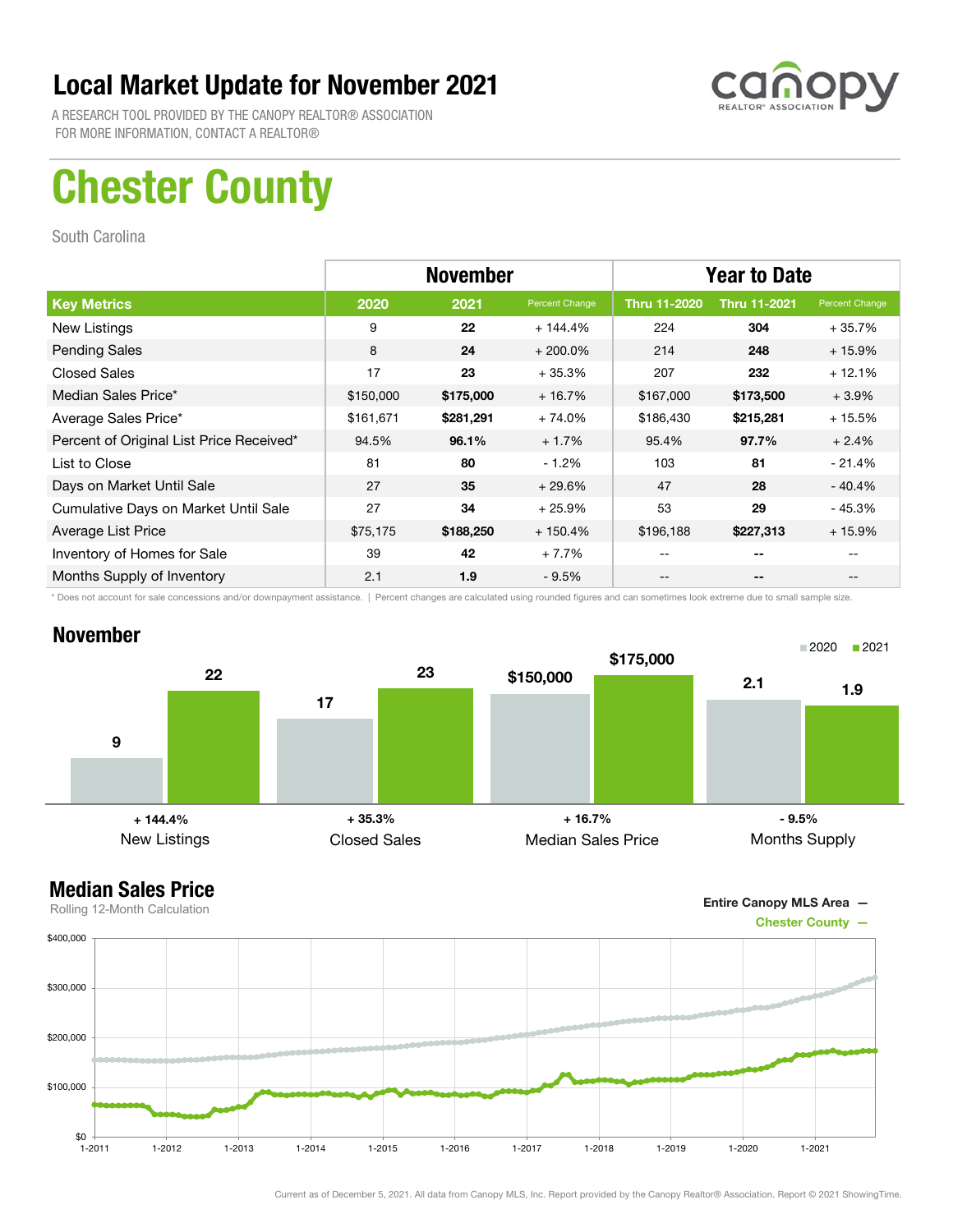# Local Market Update for November 2021

A RESEARCH TOOL PROVIDED BY THE CANOPY REALTOR® ASSOCIATION
FOR MORE INFORMATION, CONTACT A REALTOR®

# Chester County

South Carolina

| | November | | | Year to Date | | |
|---|---|---|---|---|---|---|
| **Key Metrics** | **2020** | **2021** | Percent Change | **Thru 11-2020** | **Thru 11-2021** | Percent Change |
| New Listings | 9 | **22** | + 144.4% | 224 | **304** | + 35.7% |
| Pending Sales | 8 | **24** | + 200.0% | 214 | **248** | + 15.9% |
| Closed Sales | 17 | **23** | + 35.3% | 207 | **232** | + 12.1% |
| Median Sales Price* | $150,000 | **$175,000** | + 16.7% | $167,000 | **$173,500** | + 3.9% |
| Average Sales Price* | $161,671 | **$281,291** | + 74.0% | $186,430 | **$215,281** | + 15.5% |
| Percent of Original List Price Received* | 94.5% | **96.1%** | + 1.7% | 95.4% | **97.7%** | + 2.4% |
| List to Close | 81 | **80** | - 1.2% | 103 | **81** | - 21.4% |
| Days on Market Until Sale | 27 | **35** | + 29.6% | 47 | **28** | - 40.4% |
| Cumulative Days on Market Until Sale | 27 | **34** | + 25.9% | 53 | **29** | - 45.3% |
| Average List Price | $75,175 | **$188,250** | + 150.4% | $196,188 | **$227,313** | + 15.9% |
| Inventory of Homes for Sale | 39 | **42** | + 7.7% | -- | **--** | -- |
| Months Supply of Inventory | 2.1 | **1.9** | - 9.5% | -- | **--** | -- |

\* Does not account for sale concessions and/or downpayment assistance. | Percent changes are calculated using rounded figures and can sometimes look extreme due to small sample size.

## November

| | 2020 | 2021 | Change |
|---|---|---|---|
| New Listings | 9 | 22 | + 144.4% |
| Closed Sales | 17 | 23 | + 35.3% |
| Median Sales Price | $150,000 | $175,000 | + 16.7% |
| Months Supply | 2.1 | 1.9 | - 9.5% |

## Median Sales Price

Rolling 12-Month Calculation

Entire Canopy MLS Area —
Chester County —

Current as of December 5, 2021. All data from Canopy MLS, Inc. Report provided by the Canopy Realtor® Association. Report © 2021 ShowingTime.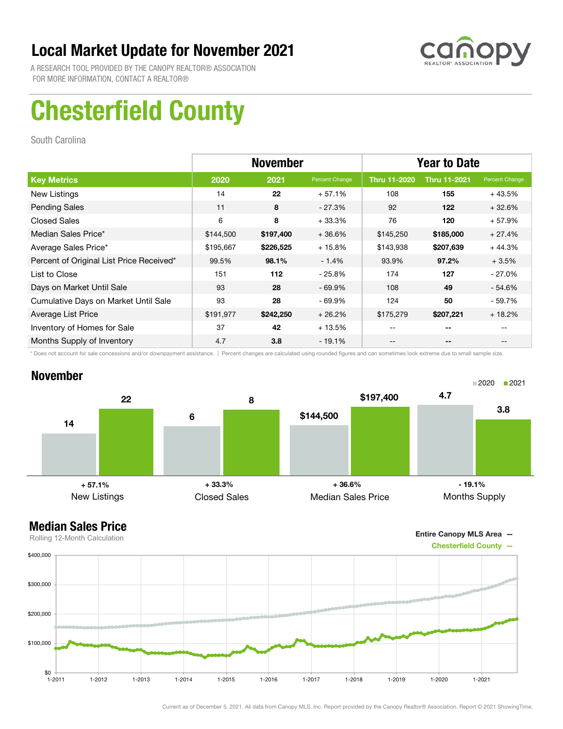# Local Market Update for November 2021

A RESEARCH TOOL PROVIDED BY THE CANOPY REALTOR® ASSOCIATION
FOR MORE INFORMATION, CONTACT A REALTOR®

# Chesterfield County

South Carolina

| | November | | | Year to Date | | |
|---|---|---|---|---|---|---|
| **Key Metrics** | **2020** | **2021** | **Percent Change** | **Thru 11-2020** | **Thru 11-2021** | **Percent Change** |
| New Listings | 14 | **22** | + 57.1% | 108 | **155** | + 43.5% |
| Pending Sales | 11 | **8** | - 27.3% | 92 | **122** | + 32.6% |
| Closed Sales | 6 | **8** | + 33.3% | 76 | **120** | + 57.9% |
| Median Sales Price* | $144,500 | **$197,400** | + 36.6% | $145,250 | **$185,000** | + 27.4% |
| Average Sales Price* | $195,667 | **$226,525** | + 15.8% | $143,938 | **$207,639** | + 44.3% |
| Percent of Original List Price Received* | 99.5% | **98.1%** | - 1.4% | 93.9% | **97.2%** | + 3.5% |
| List to Close | 151 | **112** | - 25.8% | 174 | **127** | - 27.0% |
| Days on Market Until Sale | 93 | **28** | - 69.9% | 108 | **49** | - 54.6% |
| Cumulative Days on Market Until Sale | 93 | **28** | - 69.9% | 124 | **50** | - 59.7% |
| Average List Price | $191,977 | **$242,250** | + 26.2% | $175,279 | **$207,221** | + 18.2% |
| Inventory of Homes for Sale | 37 | **42** | + 13.5% | -- | **--** | -- |
| Months Supply of Inventory | 4.7 | **3.8** | - 19.1% | -- | **--** | -- |

\* Does not account for sale concessions and/or downpayment assistance. | Percent changes are calculated using rounded figures and can sometimes look extreme due to small sample size.

## November

| | 2020 | 2021 | Change |
|---|---|---|---|
| New Listings | 14 | 22 | + 57.1% |
| Closed Sales | 6 | 8 | + 33.3% |
| Median Sales Price | $144,500 | $197,400 | + 36.6% |
| Months Supply | 4.7 | 3.8 | - 19.1% |

## Median Sales Price

Rolling 12-Month Calculation

Entire Canopy MLS Area —
Chesterfield County —

Current as of December 5, 2021. All data from Canopy MLS, Inc. Report provided by the Canopy Realtor® Association. Report © 2021 ShowingTime.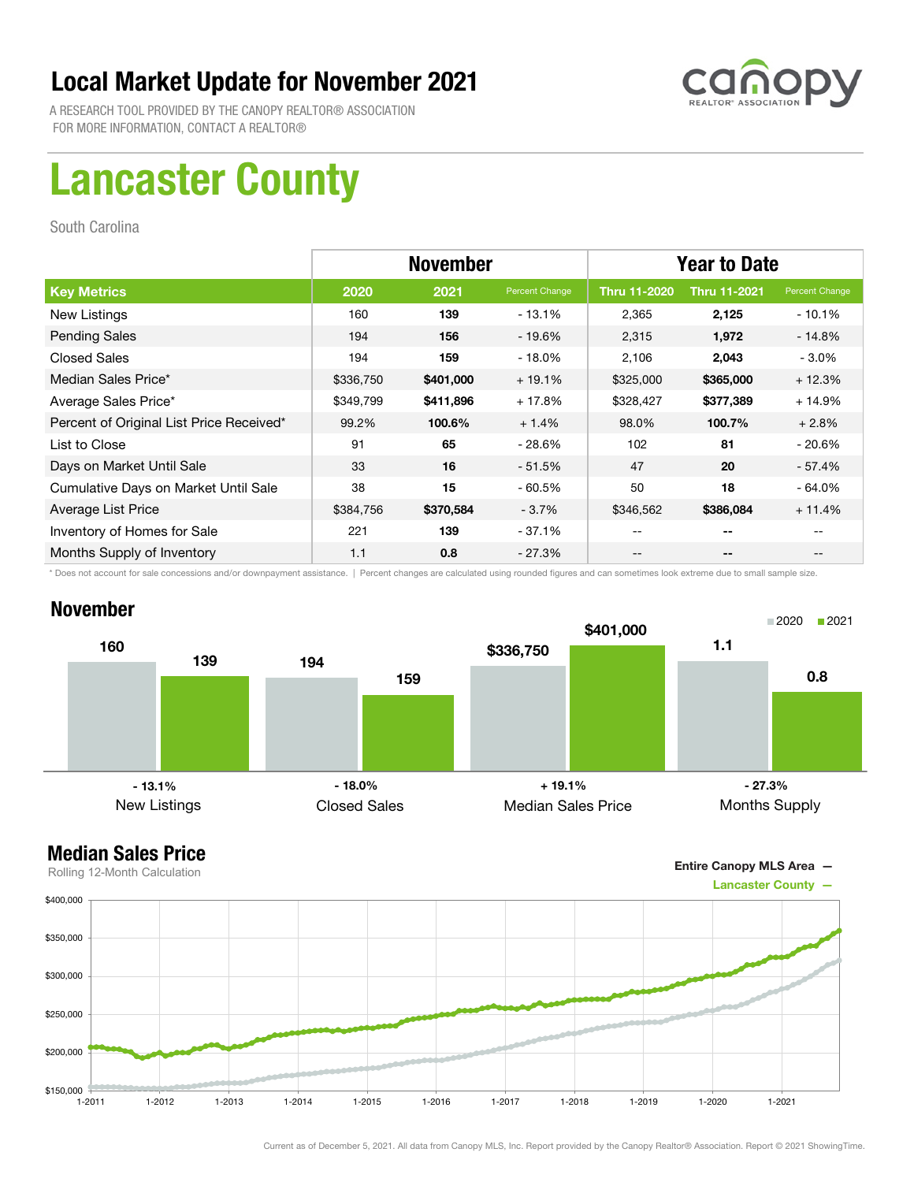# Local Market Update for November 2021

A RESEARCH TOOL PROVIDED BY THE CANOPY REALTOR® ASSOCIATION
FOR MORE INFORMATION, CONTACT A REALTOR®

# Lancaster County

South Carolina

| | November | | | Year to Date | | |
|---|---|---|---|---|---|---|
| **Key Metrics** | **2020** | **2021** | **Percent Change** | **Thru 11-2020** | **Thru 11-2021** | **Percent Change** |
| New Listings | 160 | **139** | - 13.1% | 2,365 | **2,125** | - 10.1% |
| Pending Sales | 194 | **156** | - 19.6% | 2,315 | **1,972** | - 14.8% |
| Closed Sales | 194 | **159** | - 18.0% | 2,106 | **2,043** | - 3.0% |
| Median Sales Price* | $336,750 | **$401,000** | + 19.1% | $325,000 | **$365,000** | + 12.3% |
| Average Sales Price* | $349,799 | **$411,896** | + 17.8% | $328,427 | **$377,389** | + 14.9% |
| Percent of Original List Price Received* | 99.2% | **100.6%** | + 1.4% | 98.0% | **100.7%** | + 2.8% |
| List to Close | 91 | **65** | - 28.6% | 102 | **81** | - 20.6% |
| Days on Market Until Sale | 33 | **16** | - 51.5% | 47 | **20** | - 57.4% |
| Cumulative Days on Market Until Sale | 38 | **15** | - 60.5% | 50 | **18** | - 64.0% |
| Average List Price | $384,756 | **$370,584** | - 3.7% | $346,562 | **$386,084** | + 11.4% |
| Inventory of Homes for Sale | 221 | **139** | - 37.1% | -- | **--** | -- |
| Months Supply of Inventory | 1.1 | **0.8** | - 27.3% | -- | **--** | -- |

\* Does not account for sale concessions and/or downpayment assistance. | Percent changes are calculated using rounded figures and can sometimes look extreme due to small sample size.

## November

| | 2020 | 2021 | Change |
|---|---|---|---|
| New Listings | 160 | 139 | - 13.1% |
| Closed Sales | 194 | 159 | - 18.0% |
| Median Sales Price | $336,750 | $401,000 | + 19.1% |
| Months Supply | 1.1 | 0.8 | - 27.3% |

## Median Sales Price

Rolling 12-Month Calculation

Entire Canopy MLS Area —
Lancaster County —

Current as of December 5, 2021. All data from Canopy MLS, Inc. Report provided by the Canopy Realtor® Association. Report © 2021 ShowingTime.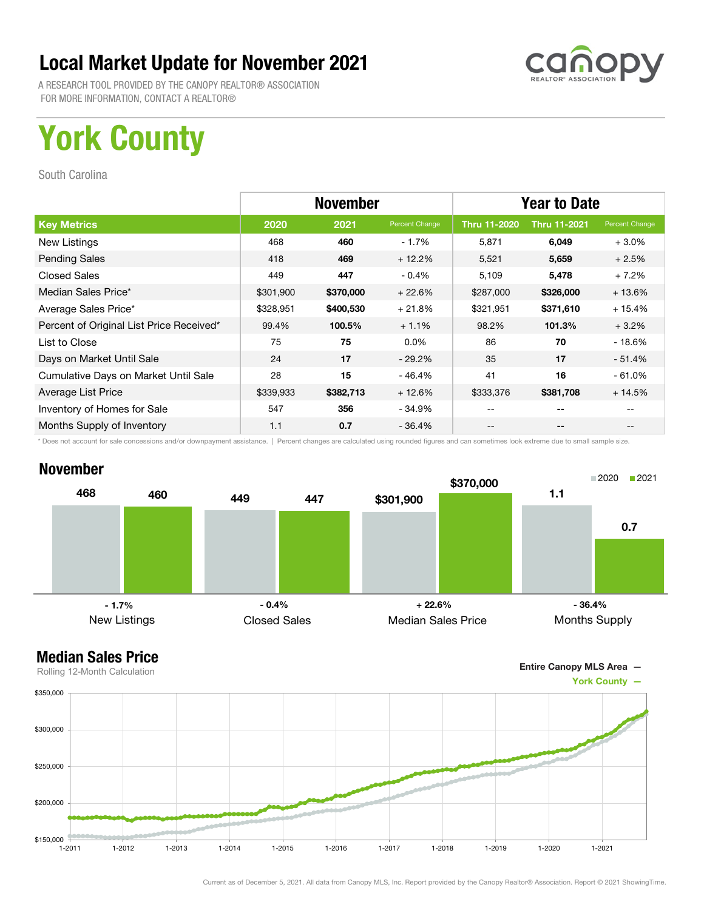# Local Market Update for November 2021

A RESEARCH TOOL PROVIDED BY THE CANOPY REALTOR® ASSOCIATION
FOR MORE INFORMATION, CONTACT A REALTOR®

# York County

South Carolina

| | November | | | Year to Date | | |
|---|---|---|---|---|---|---|
| **Key Metrics** | **2020** | **2021** | **Percent Change** | **Thru 11-2020** | **Thru 11-2021** | **Percent Change** |
| New Listings | 468 | **460** | - 1.7% | 5,871 | **6,049** | + 3.0% |
| Pending Sales | 418 | **469** | + 12.2% | 5,521 | **5,659** | + 2.5% |
| Closed Sales | 449 | **447** | - 0.4% | 5,109 | **5,478** | + 7.2% |
| Median Sales Price* | $301,900 | **$370,000** | + 22.6% | $287,000 | **$326,000** | + 13.6% |
| Average Sales Price* | $328,951 | **$400,530** | + 21.8% | $321,951 | **$371,610** | + 15.4% |
| Percent of Original List Price Received* | 99.4% | **100.5%** | + 1.1% | 98.2% | **101.3%** | + 3.2% |
| List to Close | 75 | **75** | 0.0% | 86 | **70** | - 18.6% |
| Days on Market Until Sale | 24 | **17** | - 29.2% | 35 | **17** | - 51.4% |
| Cumulative Days on Market Until Sale | 28 | **15** | - 46.4% | 41 | **16** | - 61.0% |
| Average List Price | $339,933 | **$382,713** | + 12.6% | $333,376 | **$381,708** | + 14.5% |
| Inventory of Homes for Sale | 547 | **356** | - 34.9% | -- | **--** | -- |
| Months Supply of Inventory | 1.1 | **0.7** | - 36.4% | -- | **--** | -- |

\* Does not account for sale concessions and/or downpayment assistance. | Percent changes are calculated using rounded figures and can sometimes look extreme due to small sample size.

## November

| | 2020 | 2021 | Change |
|---|---|---|---|
| New Listings | 468 | 460 | - 1.7% |
| Closed Sales | 449 | 447 | - 0.4% |
| Median Sales Price | $301,900 | $370,000 | + 22.6% |
| Months Supply | 1.1 | 0.7 | - 36.4% |

## Median Sales Price

Rolling 12-Month Calculation

Entire Canopy MLS Area —
York County —

Current as of December 5, 2021. All data from Canopy MLS, Inc. Report provided by the Canopy Realtor® Association. Report © 2021 ShowingTime.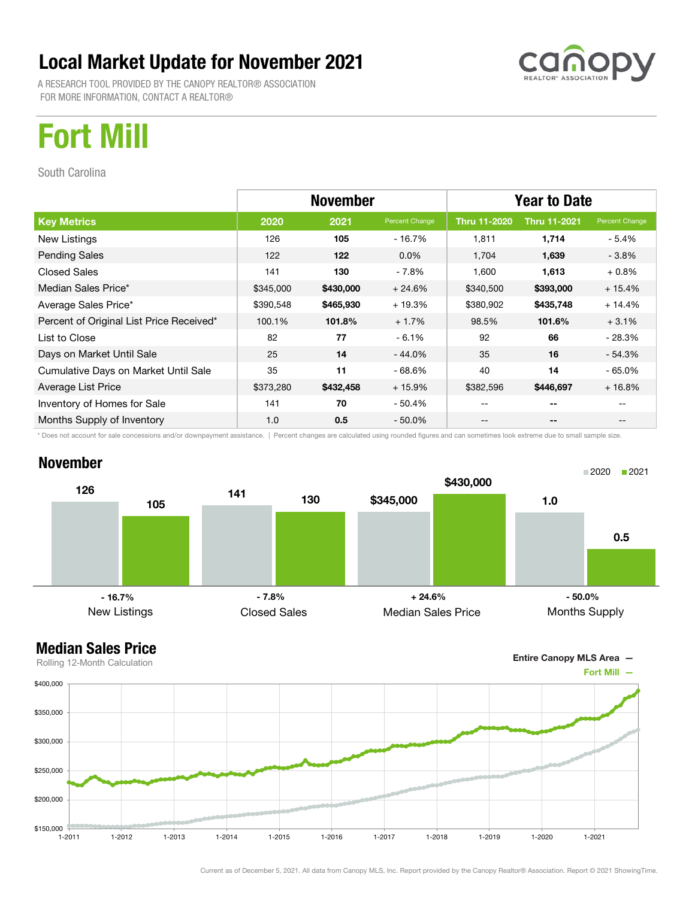# Local Market Update for November 2021

A RESEARCH TOOL PROVIDED BY THE CANOPY REALTOR® ASSOCIATION
FOR MORE INFORMATION, CONTACT A REALTOR®

# Fort Mill

South Carolina

| | November | | | Year to Date | | |
|---|---|---|---|---|---|---|
| **Key Metrics** | **2020** | **2021** | **Percent Change** | **Thru 11-2020** | **Thru 11-2021** | **Percent Change** |
| New Listings | 126 | **105** | - 16.7% | 1,811 | **1,714** | - 5.4% |
| Pending Sales | 122 | **122** | 0.0% | 1,704 | **1,639** | - 3.8% |
| Closed Sales | 141 | **130** | - 7.8% | 1,600 | **1,613** | + 0.8% |
| Median Sales Price* | $345,000 | **$430,000** | + 24.6% | $340,500 | **$393,000** | + 15.4% |
| Average Sales Price* | $390,548 | **$465,930** | + 19.3% | $380,902 | **$435,748** | + 14.4% |
| Percent of Original List Price Received* | 100.1% | **101.8%** | + 1.7% | 98.5% | **101.6%** | + 3.1% |
| List to Close | 82 | **77** | - 6.1% | 92 | **66** | - 28.3% |
| Days on Market Until Sale | 25 | **14** | - 44.0% | 35 | **16** | - 54.3% |
| Cumulative Days on Market Until Sale | 35 | **11** | - 68.6% | 40 | **14** | - 65.0% |
| Average List Price | $373,280 | **$432,458** | + 15.9% | $382,596 | **$446,697** | + 16.8% |
| Inventory of Homes for Sale | 141 | **70** | - 50.4% | -- | **--** | -- |
| Months Supply of Inventory | 1.0 | **0.5** | - 50.0% | -- | **--** | -- |

\* Does not account for sale concessions and/or downpayment assistance. | Percent changes are calculated using rounded figures and can sometimes look extreme due to small sample size.

## November

| | 2020 | 2021 | Change |
|---|---|---|---|
| New Listings | 126 | 105 | - 16.7% |
| Closed Sales | 141 | 130 | - 7.8% |
| Median Sales Price | $345,000 | $430,000 | + 24.6% |
| Months Supply | 1.0 | 0.5 | - 50.0% |

## Median Sales Price

Rolling 12-Month Calculation

Entire Canopy MLS Area —
Fort Mill —

Current as of December 5, 2021. All data from Canopy MLS, Inc. Report provided by the Canopy Realtor® Association. Report © 2021 ShowingTime.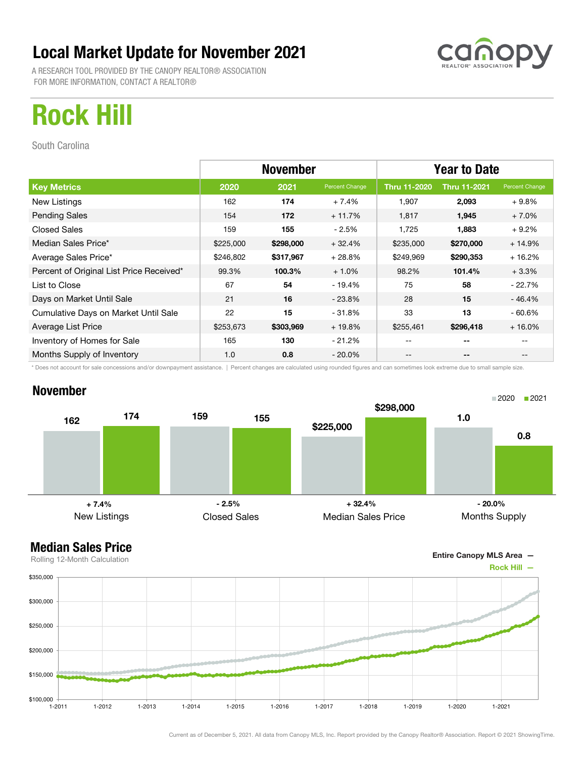# Local Market Update for November 2021

A RESEARCH TOOL PROVIDED BY THE CANOPY REALTOR® ASSOCIATION
FOR MORE INFORMATION, CONTACT A REALTOR®

canopy REALTOR® ASSOCIATION

# Rock Hill

South Carolina

| | November | | | Year to Date | | |
|---|---|---|---|---|---|---|
| **Key Metrics** | **2020** | **2021** | **Percent Change** | **Thru 11-2020** | **Thru 11-2021** | **Percent Change** |
| New Listings | 162 | **174** | + 7.4% | 1,907 | **2,093** | + 9.8% |
| Pending Sales | 154 | **172** | + 11.7% | 1,817 | **1,945** | + 7.0% |
| Closed Sales | 159 | **155** | - 2.5% | 1,725 | **1,883** | + 9.2% |
| Median Sales Price* | $225,000 | **$298,000** | + 32.4% | $235,000 | **$270,000** | + 14.9% |
| Average Sales Price* | $246,802 | **$317,967** | + 28.8% | $249,969 | **$290,353** | + 16.2% |
| Percent of Original List Price Received* | 99.3% | **100.3%** | + 1.0% | 98.2% | **101.4%** | + 3.3% |
| List to Close | 67 | **54** | - 19.4% | 75 | **58** | - 22.7% |
| Days on Market Until Sale | 21 | **16** | - 23.8% | 28 | **15** | - 46.4% |
| Cumulative Days on Market Until Sale | 22 | **15** | - 31.8% | 33 | **13** | - 60.6% |
| Average List Price | $253,673 | **$303,969** | + 19.8% | $255,461 | **$296,418** | + 16.0% |
| Inventory of Homes for Sale | 165 | **130** | - 21.2% | -- | -- | -- |
| Months Supply of Inventory | 1.0 | **0.8** | - 20.0% | -- | -- | -- |

\* Does not account for sale concessions and/or downpayment assistance. | Percent changes are calculated using rounded figures and can sometimes look extreme due to small sample size.

## November

| | 2020 | 2021 | Change |
|---|---|---|---|
| New Listings | 162 | 174 | + 7.4% |
| Closed Sales | 159 | 155 | - 2.5% |
| Median Sales Price | $225,000 | $298,000 | + 32.4% |
| Months Supply | 1.0 | 0.8 | - 20.0% |

## Median Sales Price

Rolling 12-Month Calculation

Entire Canopy MLS Area —
Rock Hill —

Current as of December 5, 2021. All data from Canopy MLS, Inc. Report provided by the Canopy Realtor® Association. Report © 2021 ShowingTime.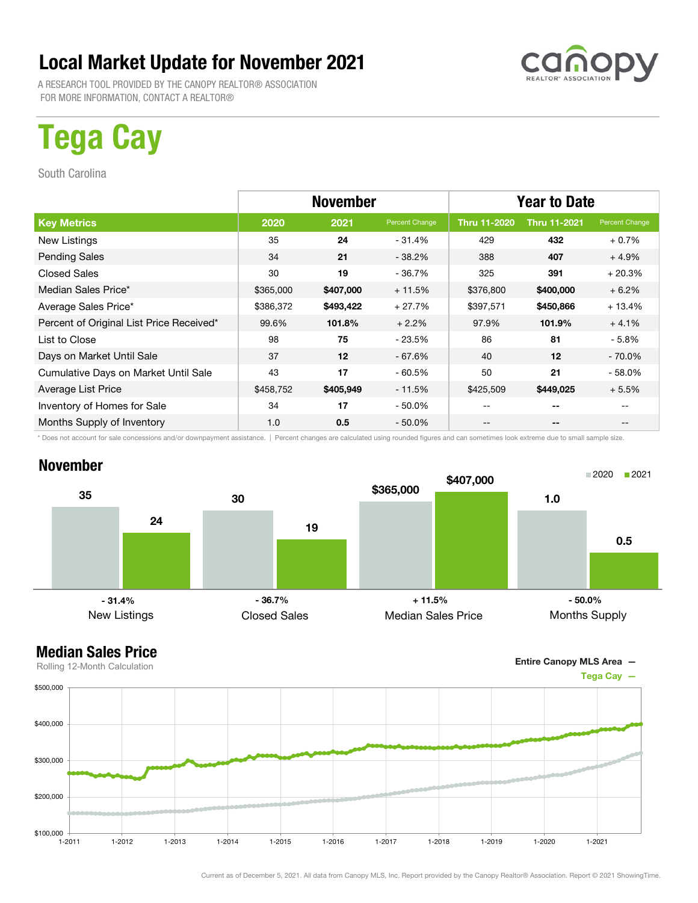# Local Market Update for November 2021

A RESEARCH TOOL PROVIDED BY THE CANOPY REALTOR® ASSOCIATION
FOR MORE INFORMATION, CONTACT A REALTOR®

# Tega Cay

South Carolina

| | November | | | Year to Date | | |
|---|---|---|---|---|---|---|
| **Key Metrics** | **2020** | **2021** | **Percent Change** | **Thru 11-2020** | **Thru 11-2021** | **Percent Change** |
| New Listings | 35 | **24** | - 31.4% | 429 | **432** | + 0.7% |
| Pending Sales | 34 | **21** | - 38.2% | 388 | **407** | + 4.9% |
| Closed Sales | 30 | **19** | - 36.7% | 325 | **391** | + 20.3% |
| Median Sales Price* | $365,000 | **$407,000** | + 11.5% | $376,800 | **$400,000** | + 6.2% |
| Average Sales Price* | $386,372 | **$493,422** | + 27.7% | $397,571 | **$450,866** | + 13.4% |
| Percent of Original List Price Received* | 99.6% | **101.8%** | + 2.2% | 97.9% | **101.9%** | + 4.1% |
| List to Close | 98 | **75** | - 23.5% | 86 | **81** | - 5.8% |
| Days on Market Until Sale | 37 | **12** | - 67.6% | 40 | **12** | - 70.0% |
| Cumulative Days on Market Until Sale | 43 | **17** | - 60.5% | 50 | **21** | - 58.0% |
| Average List Price | $458,752 | **$405,949** | - 11.5% | $425,509 | **$449,025** | + 5.5% |
| Inventory of Homes for Sale | 34 | **17** | - 50.0% | -- | **--** | -- |
| Months Supply of Inventory | 1.0 | **0.5** | - 50.0% | -- | **--** | -- |

\* Does not account for sale concessions and/or downpayment assistance. | Percent changes are calculated using rounded figures and can sometimes look extreme due to small sample size.

## November

| | 2020 | 2021 | Change |
|---|---|---|---|
| New Listings | 35 | 24 | - 31.4% |
| Closed Sales | 30 | 19 | - 36.7% |
| Median Sales Price | $365,000 | $407,000 | + 11.5% |
| Months Supply | 1.0 | 0.5 | - 50.0% |

## Median Sales Price

Rolling 12-Month Calculation

Entire Canopy MLS Area —
Tega Cay —

Current as of December 5, 2021. All data from Canopy MLS, Inc. Report provided by the Canopy Realtor® Association. Report © 2021 ShowingTime.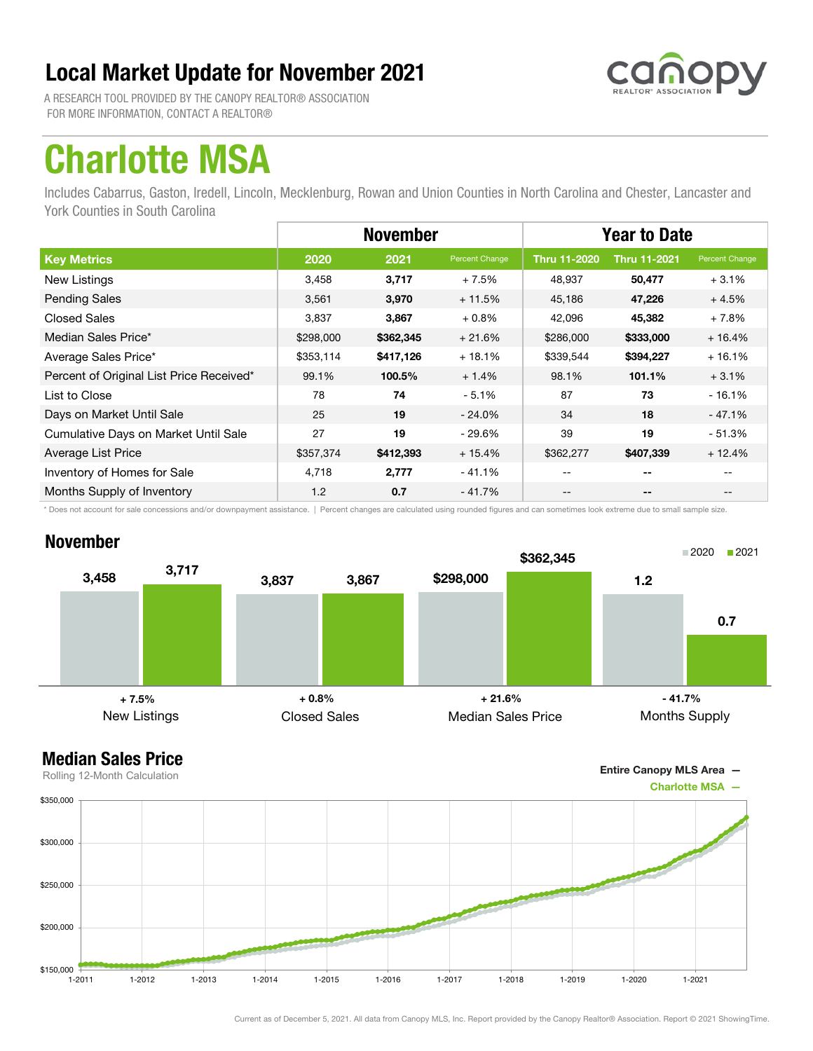# Local Market Update for November 2021

A RESEARCH TOOL PROVIDED BY THE CANOPY REALTOR® ASSOCIATION
FOR MORE INFORMATION, CONTACT A REALTOR®

canopy REALTOR® ASSOCIATION

# Charlotte MSA

Includes Cabarrus, Gaston, Iredell, Lincoln, Mecklenburg, Rowan and Union Counties in North Carolina and Chester, Lancaster and York Counties in South Carolina

| | November | | | Year to Date | | |
|---|---|---|---|---|---|---|
| **Key Metrics** | **2020** | **2021** | **Percent Change** | **Thru 11-2020** | **Thru 11-2021** | **Percent Change** |
| New Listings | 3,458 | **3,717** | + 7.5% | 48,937 | **50,477** | + 3.1% |
| Pending Sales | 3,561 | **3,970** | + 11.5% | 45,186 | **47,226** | + 4.5% |
| Closed Sales | 3,837 | **3,867** | + 0.8% | 42,096 | **45,382** | + 7.8% |
| Median Sales Price* | $298,000 | **$362,345** | + 21.6% | $286,000 | **$333,000** | + 16.4% |
| Average Sales Price* | $353,114 | **$417,126** | + 18.1% | $339,544 | **$394,227** | + 16.1% |
| Percent of Original List Price Received* | 99.1% | **100.5%** | + 1.4% | 98.1% | **101.1%** | + 3.1% |
| List to Close | 78 | **74** | - 5.1% | 87 | **73** | - 16.1% |
| Days on Market Until Sale | 25 | **19** | - 24.0% | 34 | **18** | - 47.1% |
| Cumulative Days on Market Until Sale | 27 | **19** | - 29.6% | 39 | **19** | - 51.3% |
| Average List Price | $357,374 | **$412,393** | + 15.4% | $362,277 | **$407,339** | + 12.4% |
| Inventory of Homes for Sale | 4,718 | **2,777** | - 41.1% | -- | **--** | -- |
| Months Supply of Inventory | 1.2 | **0.7** | - 41.7% | -- | **--** | -- |

\* Does not account for sale concessions and/or downpayment assistance. | Percent changes are calculated using rounded figures and can sometimes look extreme due to small sample size.

## November

2020 2021

3,458 3,717
+ 7.5%
New Listings

3,837 3,867
+ 0.8%
Closed Sales

$298,000 $362,345
+ 21.6%
Median Sales Price

1.2 0.7
- 41.7%
Months Supply

## Median Sales Price

Rolling 12-Month Calculation

Entire Canopy MLS Area —
Charlotte MSA —

$350,000
$300,000
$250,000
$200,000
$150,000

1-2011 1-2012 1-2013 1-2014 1-2015 1-2016 1-2017 1-2018 1-2019 1-2020 1-2021

Current as of December 5, 2021. All data from Canopy MLS, Inc. Report provided by the Canopy Realtor® Association. Report © 2021 ShowingTime.